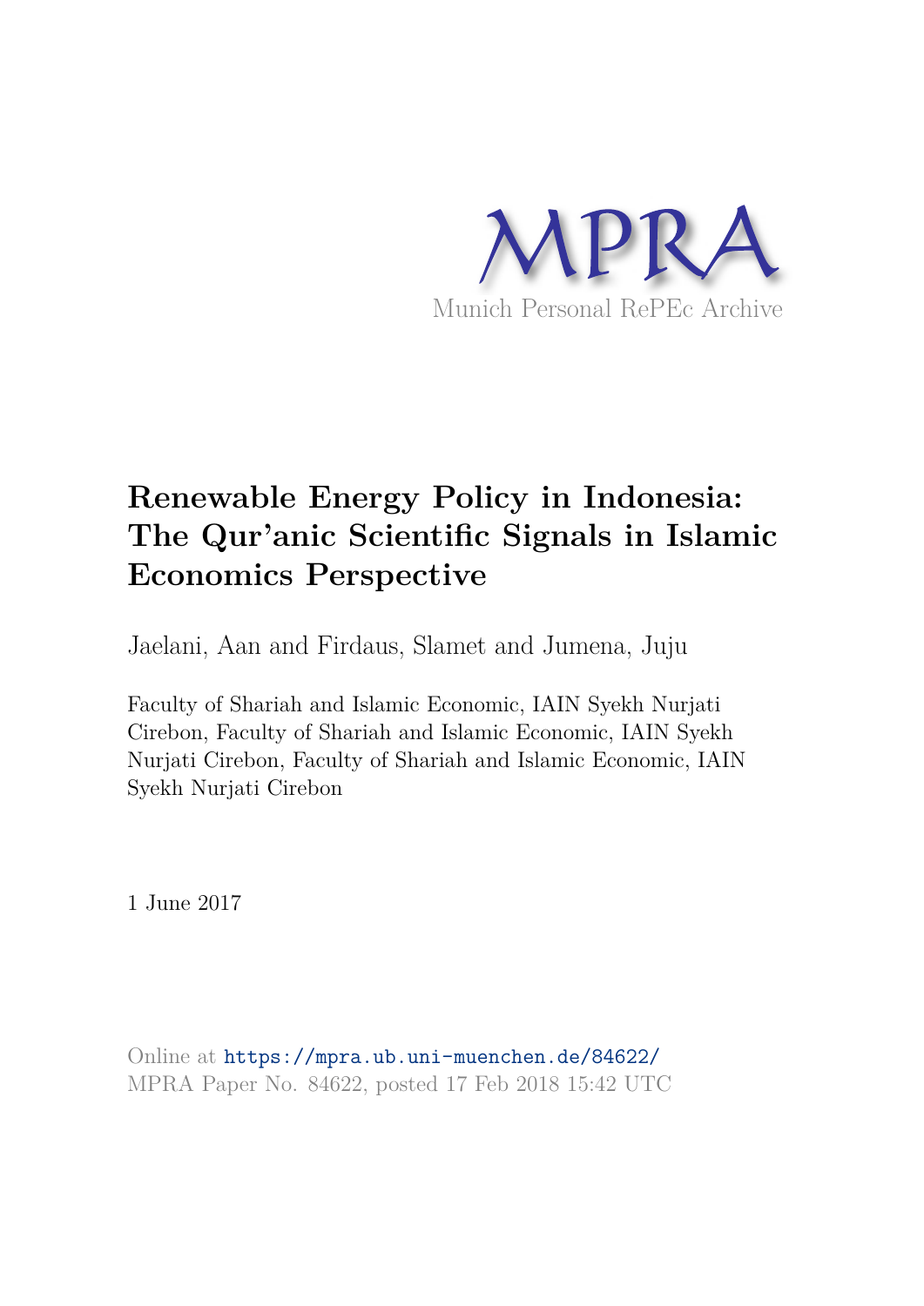MPRA

Munich Personal RePEc Archive

# Renewable Energy Policy in Indonesia: The Qur'anic Scientific Signals in Islamic Economics Perspective

Jaelani, Aan and Firdaus, Slamet and Jumena, Juju

Faculty of Shariah and Islamic Economic, IAIN Syekh Nurjati Cirebon, Faculty of Shariah and Islamic Economic, IAIN Syekh Nurjati Cirebon, Faculty of Shariah and Islamic Economic, IAIN Syekh Nurjati Cirebon

1 June 2017

Online at https://mpra.ub.uni-muenchen.de/84622/
MPRA Paper No. 84622, posted 17 Feb 2018 15:42 UTC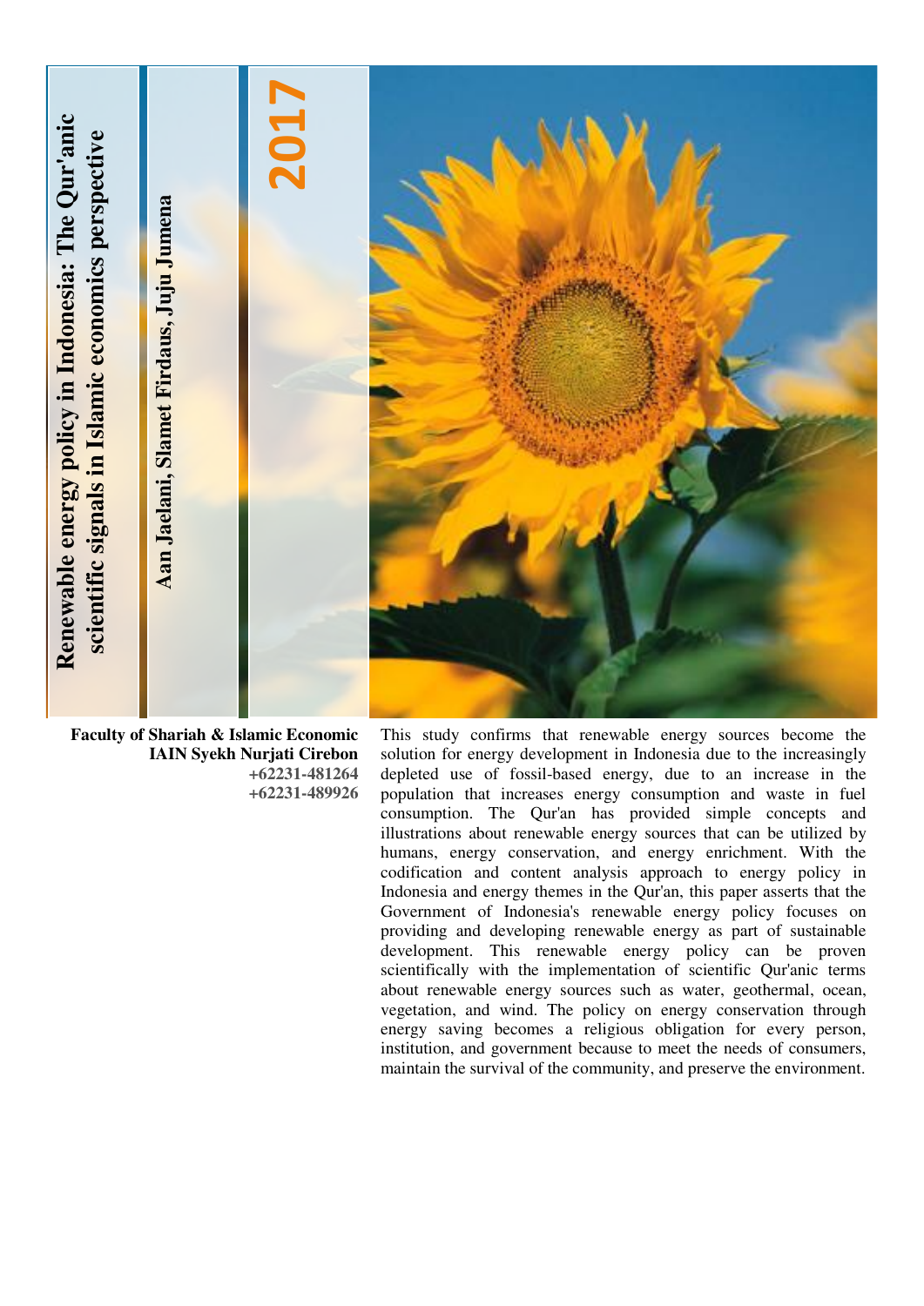# Renewable energy policy in Indonesia: The Qur'anic scientific signals in Islamic economics perspective

**Aan Jaelani, Slamet Firdaus, Juju Jumena**

**2017**

**Faculty of Shariah & Islamic Economic**
**IAIN Syekh Nurjati Cirebon**
**+62231-481264**
**+62231-489926**

This study confirms that renewable energy sources become the solution for energy development in Indonesia due to the increasingly depleted use of fossil-based energy, due to an increase in the population that increases energy consumption and waste in fuel consumption. The Qur'an has provided simple concepts and illustrations about renewable energy sources that can be utilized by humans, energy conservation, and energy enrichment. With the codification and content analysis approach to energy policy in Indonesia and energy themes in the Qur'an, this paper asserts that the Government of Indonesia's renewable energy policy focuses on providing and developing renewable energy as part of sustainable development. This renewable energy policy can be proven scientifically with the implementation of scientific Qur'anic terms about renewable energy sources such as water, geothermal, ocean, vegetation, and wind. The policy on energy conservation through energy saving becomes a religious obligation for every person, institution, and government because to meet the needs of consumers, maintain the survival of the community, and preserve the environment.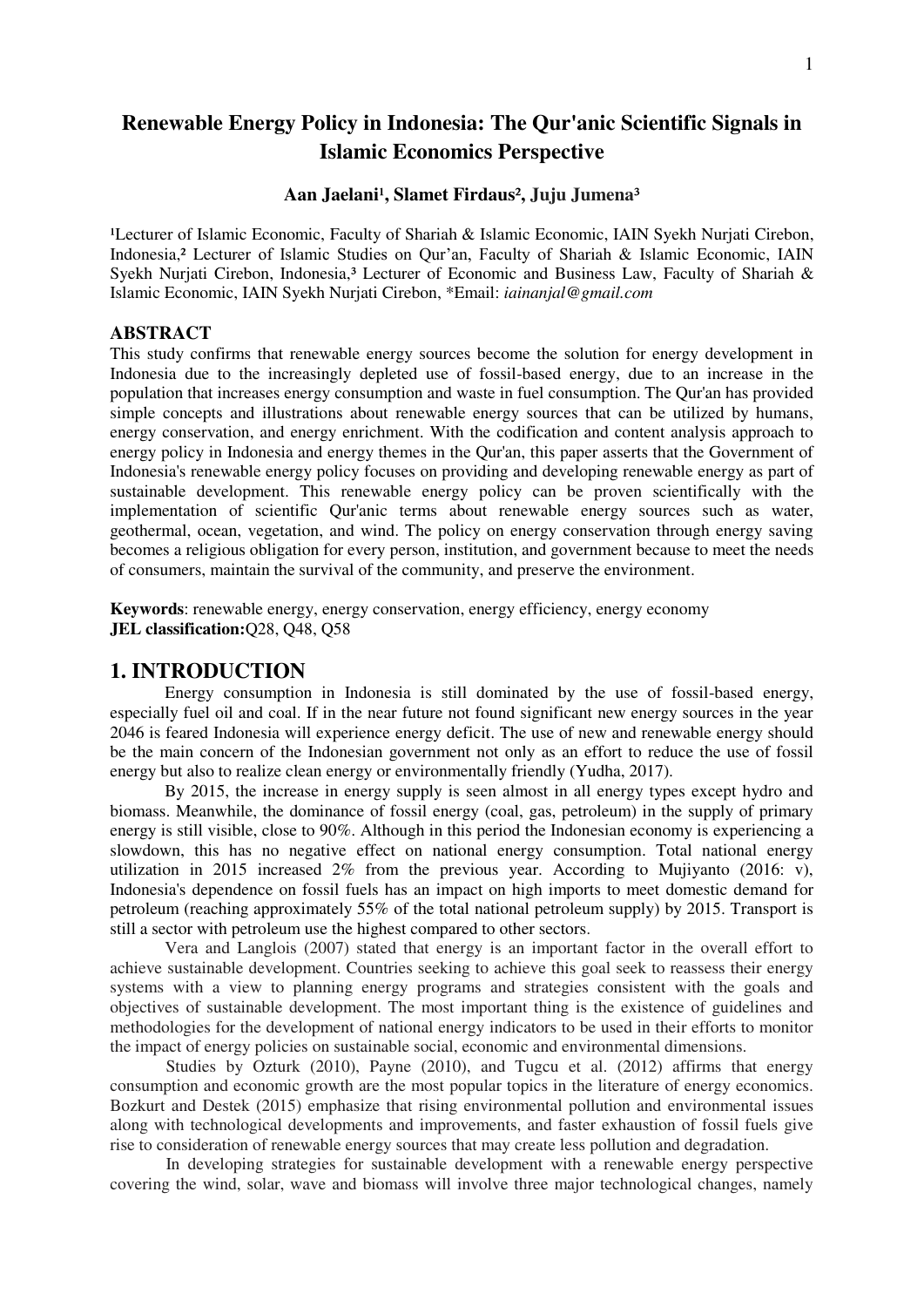# Renewable Energy Policy in Indonesia: The Qur'anic Scientific Signals in Islamic Economics Perspective

**Aan Jaelani[1], Slamet Firdaus[2], Juju Jumena[3]**

[1]Lecturer of Islamic Economic, Faculty of Shariah & Islamic Economic, IAIN Syekh Nurjati Cirebon, Indonesia,[2] Lecturer of Islamic Studies on Qur'an, Faculty of Shariah & Islamic Economic, IAIN Syekh Nurjati Cirebon, Indonesia,[3] Lecturer of Economic and Business Law, Faculty of Shariah & Islamic Economic, IAIN Syekh Nurjati Cirebon, *Email: *iainanjal@gmail.com*

## ABSTRACT

This study confirms that renewable energy sources become the solution for energy development in Indonesia due to the increasingly depleted use of fossil-based energy, due to an increase in the population that increases energy consumption and waste in fuel consumption. The Qur'an has provided simple concepts and illustrations about renewable energy sources that can be utilized by humans, energy conservation, and energy enrichment. With the codification and content analysis approach to energy policy in Indonesia and energy themes in the Qur'an, this paper asserts that the Government of Indonesia's renewable energy policy focuses on providing and developing renewable energy as part of sustainable development. This renewable energy policy can be proven scientifically with the implementation of scientific Qur'anic terms about renewable energy sources such as water, geothermal, ocean, vegetation, and wind. The policy on energy conservation through energy saving becomes a religious obligation for every person, institution, and government because to meet the needs of consumers, maintain the survival of the community, and preserve the environment.

**Keywords**: renewable energy, energy conservation, energy efficiency, energy economy
**JEL classification:**Q28, Q48, Q58

## 1. INTRODUCTION

Energy consumption in Indonesia is still dominated by the use of fossil-based energy, especially fuel oil and coal. If in the near future not found significant new energy sources in the year 2046 is feared Indonesia will experience energy deficit. The use of new and renewable energy should be the main concern of the Indonesian government not only as an effort to reduce the use of fossil energy but also to realize clean energy or environmentally friendly (Yudha, 2017).

By 2015, the increase in energy supply is seen almost in all energy types except hydro and biomass. Meanwhile, the dominance of fossil energy (coal, gas, petroleum) in the supply of primary energy is still visible, close to 90%. Although in this period the Indonesian economy is experiencing a slowdown, this has no negative effect on national energy consumption. Total national energy utilization in 2015 increased 2% from the previous year. According to Mujiyanto (2016: v), Indonesia's dependence on fossil fuels has an impact on high imports to meet domestic demand for petroleum (reaching approximately 55% of the total national petroleum supply) by 2015. Transport is still a sector with petroleum use the highest compared to other sectors.

Vera and Langlois (2007) stated that energy is an important factor in the overall effort to achieve sustainable development. Countries seeking to achieve this goal seek to reassess their energy systems with a view to planning energy programs and strategies consistent with the goals and objectives of sustainable development. The most important thing is the existence of guidelines and methodologies for the development of national energy indicators to be used in their efforts to monitor the impact of energy policies on sustainable social, economic and environmental dimensions.

Studies by Ozturk (2010), Payne (2010), and Tugcu et al. (2012) affirms that energy consumption and economic growth are the most popular topics in the literature of energy economics. Bozkurt and Destek (2015) emphasize that rising environmental pollution and environmental issues along with technological developments and improvements, and faster exhaustion of fossil fuels give rise to consideration of renewable energy sources that may create less pollution and degradation.

In developing strategies for sustainable development with a renewable energy perspective covering the wind, solar, wave and biomass will involve three major technological changes, namely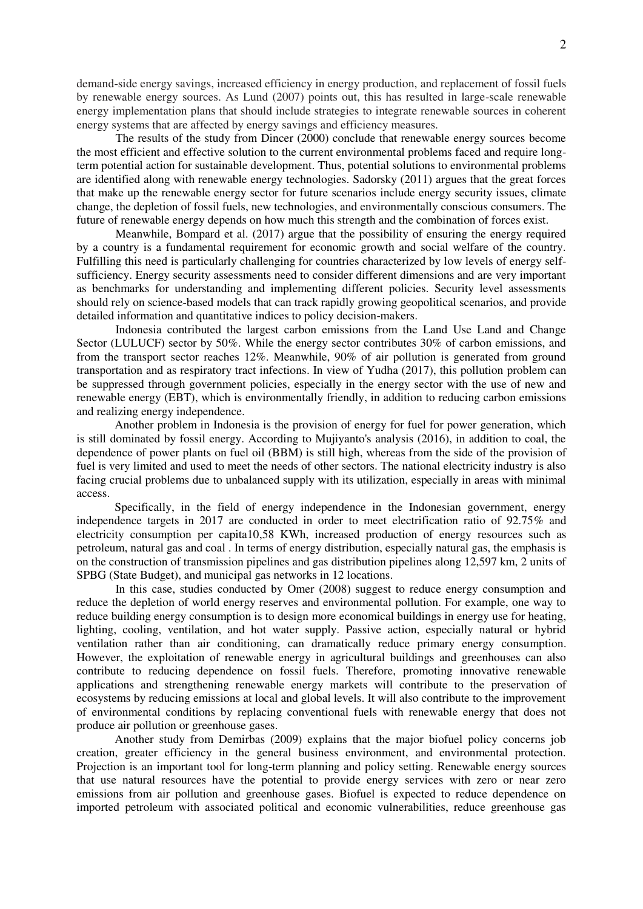demand-side energy savings, increased efficiency in energy production, and replacement of fossil fuels by renewable energy sources. As Lund (2007) points out, this has resulted in large-scale renewable energy implementation plans that should include strategies to integrate renewable sources in coherent energy systems that are affected by energy savings and efficiency measures.

The results of the study from Dincer (2000) conclude that renewable energy sources become the most efficient and effective solution to the current environmental problems faced and require long-term potential action for sustainable development. Thus, potential solutions to environmental problems are identified along with renewable energy technologies. Sadorsky (2011) argues that the great forces that make up the renewable energy sector for future scenarios include energy security issues, climate change, the depletion of fossil fuels, new technologies, and environmentally conscious consumers. The future of renewable energy depends on how much this strength and the combination of forces exist.

Meanwhile, Bompard et al. (2017) argue that the possibility of ensuring the energy required by a country is a fundamental requirement for economic growth and social welfare of the country. Fulfilling this need is particularly challenging for countries characterized by low levels of energy self-sufficiency. Energy security assessments need to consider different dimensions and are very important as benchmarks for understanding and implementing different policies. Security level assessments should rely on science-based models that can track rapidly growing geopolitical scenarios, and provide detailed information and quantitative indices to policy decision-makers.

Indonesia contributed the largest carbon emissions from the Land Use Land and Change Sector (LULUCF) sector by 50%. While the energy sector contributes 30% of carbon emissions, and from the transport sector reaches 12%. Meanwhile, 90% of air pollution is generated from ground transportation and as respiratory tract infections. In view of Yudha (2017), this pollution problem can be suppressed through government policies, especially in the energy sector with the use of new and renewable energy (EBT), which is environmentally friendly, in addition to reducing carbon emissions and realizing energy independence.

Another problem in Indonesia is the provision of energy for fuel for power generation, which is still dominated by fossil energy. According to Mujiyanto's analysis (2016), in addition to coal, the dependence of power plants on fuel oil (BBM) is still high, whereas from the side of the provision of fuel is very limited and used to meet the needs of other sectors. The national electricity industry is also facing crucial problems due to unbalanced supply with its utilization, especially in areas with minimal access.

Specifically, in the field of energy independence in the Indonesian government, energy independence targets in 2017 are conducted in order to meet electrification ratio of 92.75% and electricity consumption per capita10,58 KWh, increased production of energy resources such as petroleum, natural gas and coal . In terms of energy distribution, especially natural gas, the emphasis is on the construction of transmission pipelines and gas distribution pipelines along 12,597 km, 2 units of SPBG (State Budget), and municipal gas networks in 12 locations.

In this case, studies conducted by Omer (2008) suggest to reduce energy consumption and reduce the depletion of world energy reserves and environmental pollution. For example, one way to reduce building energy consumption is to design more economical buildings in energy use for heating, lighting, cooling, ventilation, and hot water supply. Passive action, especially natural or hybrid ventilation rather than air conditioning, can dramatically reduce primary energy consumption. However, the exploitation of renewable energy in agricultural buildings and greenhouses can also contribute to reducing dependence on fossil fuels. Therefore, promoting innovative renewable applications and strengthening renewable energy markets will contribute to the preservation of ecosystems by reducing emissions at local and global levels. It will also contribute to the improvement of environmental conditions by replacing conventional fuels with renewable energy that does not produce air pollution or greenhouse gases.

Another study from Demirbas (2009) explains that the major biofuel policy concerns job creation, greater efficiency in the general business environment, and environmental protection. Projection is an important tool for long-term planning and policy setting. Renewable energy sources that use natural resources have the potential to provide energy services with zero or near zero emissions from air pollution and greenhouse gases. Biofuel is expected to reduce dependence on imported petroleum with associated political and economic vulnerabilities, reduce greenhouse gas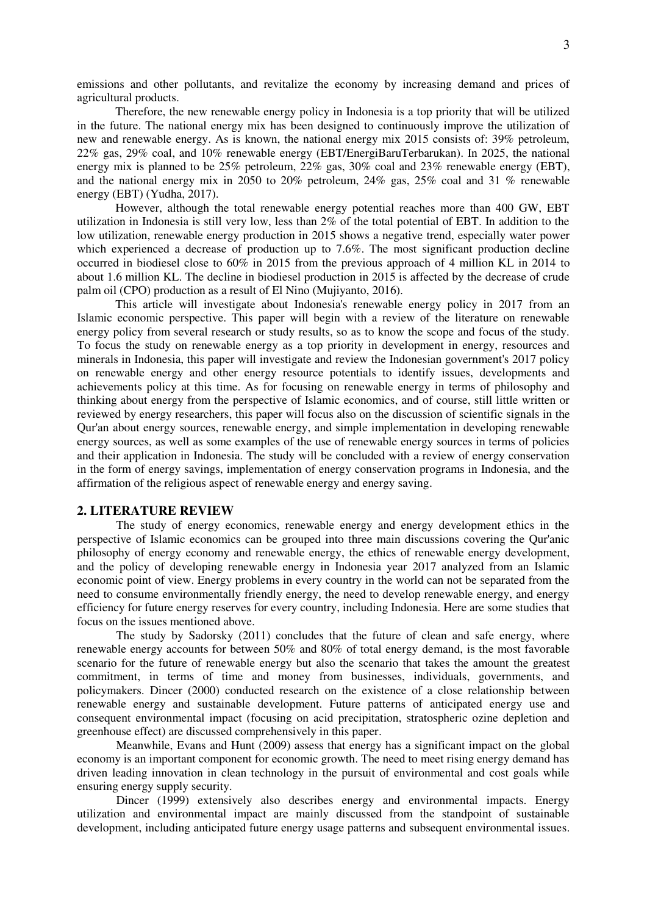emissions and other pollutants, and revitalize the economy by increasing demand and prices of agricultural products.

Therefore, the new renewable energy policy in Indonesia is a top priority that will be utilized in the future. The national energy mix has been designed to continuously improve the utilization of new and renewable energy. As is known, the national energy mix 2015 consists of: 39% petroleum, 22% gas, 29% coal, and 10% renewable energy (EBT/EnergiBaruTerbarukan). In 2025, the national energy mix is planned to be 25% petroleum, 22% gas, 30% coal and 23% renewable energy (EBT), and the national energy mix in 2050 to 20% petroleum, 24% gas, 25% coal and 31 % renewable energy (EBT) (Yudha, 2017).

However, although the total renewable energy potential reaches more than 400 GW, EBT utilization in Indonesia is still very low, less than 2% of the total potential of EBT. In addition to the low utilization, renewable energy production in 2015 shows a negative trend, especially water power which experienced a decrease of production up to 7.6%. The most significant production decline occurred in biodiesel close to 60% in 2015 from the previous approach of 4 million KL in 2014 to about 1.6 million KL. The decline in biodiesel production in 2015 is affected by the decrease of crude palm oil (CPO) production as a result of El Nino (Mujiyanto, 2016).

This article will investigate about Indonesia's renewable energy policy in 2017 from an Islamic economic perspective. This paper will begin with a review of the literature on renewable energy policy from several research or study results, so as to know the scope and focus of the study. To focus the study on renewable energy as a top priority in development in energy, resources and minerals in Indonesia, this paper will investigate and review the Indonesian government's 2017 policy on renewable energy and other energy resource potentials to identify issues, developments and achievements policy at this time. As for focusing on renewable energy in terms of philosophy and thinking about energy from the perspective of Islamic economics, and of course, still little written or reviewed by energy researchers, this paper will focus also on the discussion of scientific signals in the Qur'an about energy sources, renewable energy, and simple implementation in developing renewable energy sources, as well as some examples of the use of renewable energy sources in terms of policies and their application in Indonesia. The study will be concluded with a review of energy conservation in the form of energy savings, implementation of energy conservation programs in Indonesia, and the affirmation of the religious aspect of renewable energy and energy saving.

## 2. LITERATURE REVIEW

The study of energy economics, renewable energy and energy development ethics in the perspective of Islamic economics can be grouped into three main discussions covering the Qur'anic philosophy of energy economy and renewable energy, the ethics of renewable energy development, and the policy of developing renewable energy in Indonesia year 2017 analyzed from an Islamic economic point of view. Energy problems in every country in the world can not be separated from the need to consume environmentally friendly energy, the need to develop renewable energy, and energy efficiency for future energy reserves for every country, including Indonesia. Here are some studies that focus on the issues mentioned above.

The study by Sadorsky (2011) concludes that the future of clean and safe energy, where renewable energy accounts for between 50% and 80% of total energy demand, is the most favorable scenario for the future of renewable energy but also the scenario that takes the amount the greatest commitment, in terms of time and money from businesses, individuals, governments, and policymakers. Dincer (2000) conducted research on the existence of a close relationship between renewable energy and sustainable development. Future patterns of anticipated energy use and consequent environmental impact (focusing on acid precipitation, stratospheric ozine depletion and greenhouse effect) are discussed comprehensively in this paper.

Meanwhile, Evans and Hunt (2009) assess that energy has a significant impact on the global economy is an important component for economic growth. The need to meet rising energy demand has driven leading innovation in clean technology in the pursuit of environmental and cost goals while ensuring energy supply security.

Dincer (1999) extensively also describes energy and environmental impacts. Energy utilization and environmental impact are mainly discussed from the standpoint of sustainable development, including anticipated future energy usage patterns and subsequent environmental issues.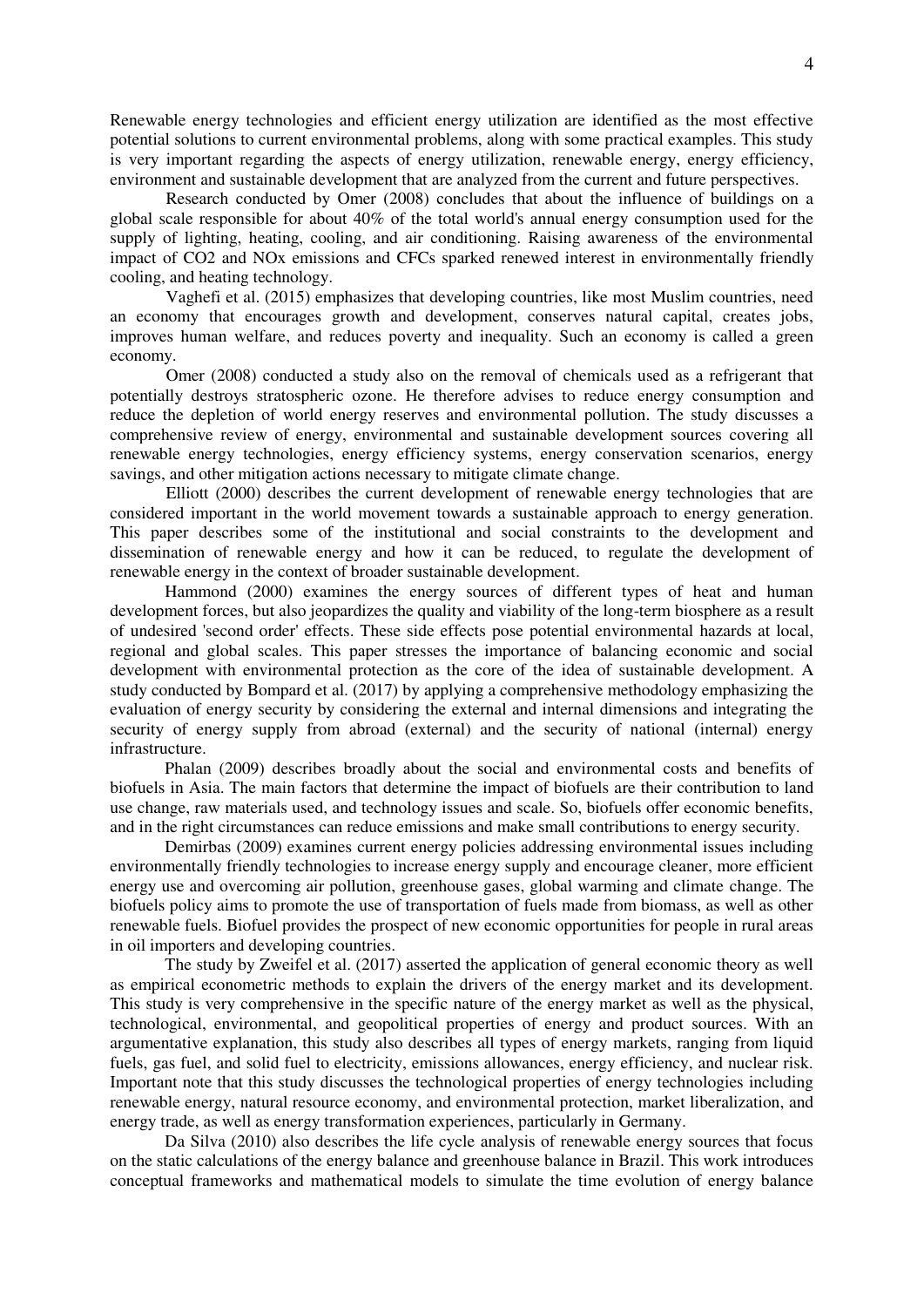Renewable energy technologies and efficient energy utilization are identified as the most effective potential solutions to current environmental problems, along with some practical examples. This study is very important regarding the aspects of energy utilization, renewable energy, energy efficiency, environment and sustainable development that are analyzed from the current and future perspectives.

Research conducted by Omer (2008) concludes that about the influence of buildings on a global scale responsible for about 40% of the total world's annual energy consumption used for the supply of lighting, heating, cooling, and air conditioning. Raising awareness of the environmental impact of $CO_2$ and $NO_x$ emissions and CFCs sparked renewed interest in environmentally friendly cooling, and heating technology.

Vaghefi et al. (2015) emphasizes that developing countries, like most Muslim countries, need an economy that encourages growth and development, conserves natural capital, creates jobs, improves human welfare, and reduces poverty and inequality. Such an economy is called a green economy.

Omer (2008) conducted a study also on the removal of chemicals used as a refrigerant that potentially destroys stratospheric ozone. He therefore advises to reduce energy consumption and reduce the depletion of world energy reserves and environmental pollution. The study discusses a comprehensive review of energy, environmental and sustainable development sources covering all renewable energy technologies, energy efficiency systems, energy conservation scenarios, energy savings, and other mitigation actions necessary to mitigate climate change.

Elliott (2000) describes the current development of renewable energy technologies that are considered important in the world movement towards a sustainable approach to energy generation. This paper describes some of the institutional and social constraints to the development and dissemination of renewable energy and how it can be reduced, to regulate the development of renewable energy in the context of broader sustainable development.

Hammond (2000) examines the energy sources of different types of heat and human development forces, but also jeopardizes the quality and viability of the long-term biosphere as a result of undesired 'second order' effects. These side effects pose potential environmental hazards at local, regional and global scales. This paper stresses the importance of balancing economic and social development with environmental protection as the core of the idea of sustainable development. A study conducted by Bompard et al. (2017) by applying a comprehensive methodology emphasizing the evaluation of energy security by considering the external and internal dimensions and integrating the security of energy supply from abroad (external) and the security of national (internal) energy infrastructure.

Phalan (2009) describes broadly about the social and environmental costs and benefits of biofuels in Asia. The main factors that determine the impact of biofuels are their contribution to land use change, raw materials used, and technology issues and scale. So, biofuels offer economic benefits, and in the right circumstances can reduce emissions and make small contributions to energy security.

Demirbas (2009) examines current energy policies addressing environmental issues including environmentally friendly technologies to increase energy supply and encourage cleaner, more efficient energy use and overcoming air pollution, greenhouse gases, global warming and climate change. The biofuels policy aims to promote the use of transportation of fuels made from biomass, as well as other renewable fuels. Biofuel provides the prospect of new economic opportunities for people in rural areas in oil importers and developing countries.

The study by Zweifel et al. (2017) asserted the application of general economic theory as well as empirical econometric methods to explain the drivers of the energy market and its development. This study is very comprehensive in the specific nature of the energy market as well as the physical, technological, environmental, and geopolitical properties of energy and product sources. With an argumentative explanation, this study also describes all types of energy markets, ranging from liquid fuels, gas fuel, and solid fuel to electricity, emissions allowances, energy efficiency, and nuclear risk. Important note that this study discusses the technological properties of energy technologies including renewable energy, natural resource economy, and environmental protection, market liberalization, and energy trade, as well as energy transformation experiences, particularly in Germany.

Da Silva (2010) also describes the life cycle analysis of renewable energy sources that focus on the static calculations of the energy balance and greenhouse balance in Brazil. This work introduces conceptual frameworks and mathematical models to simulate the time evolution of energy balance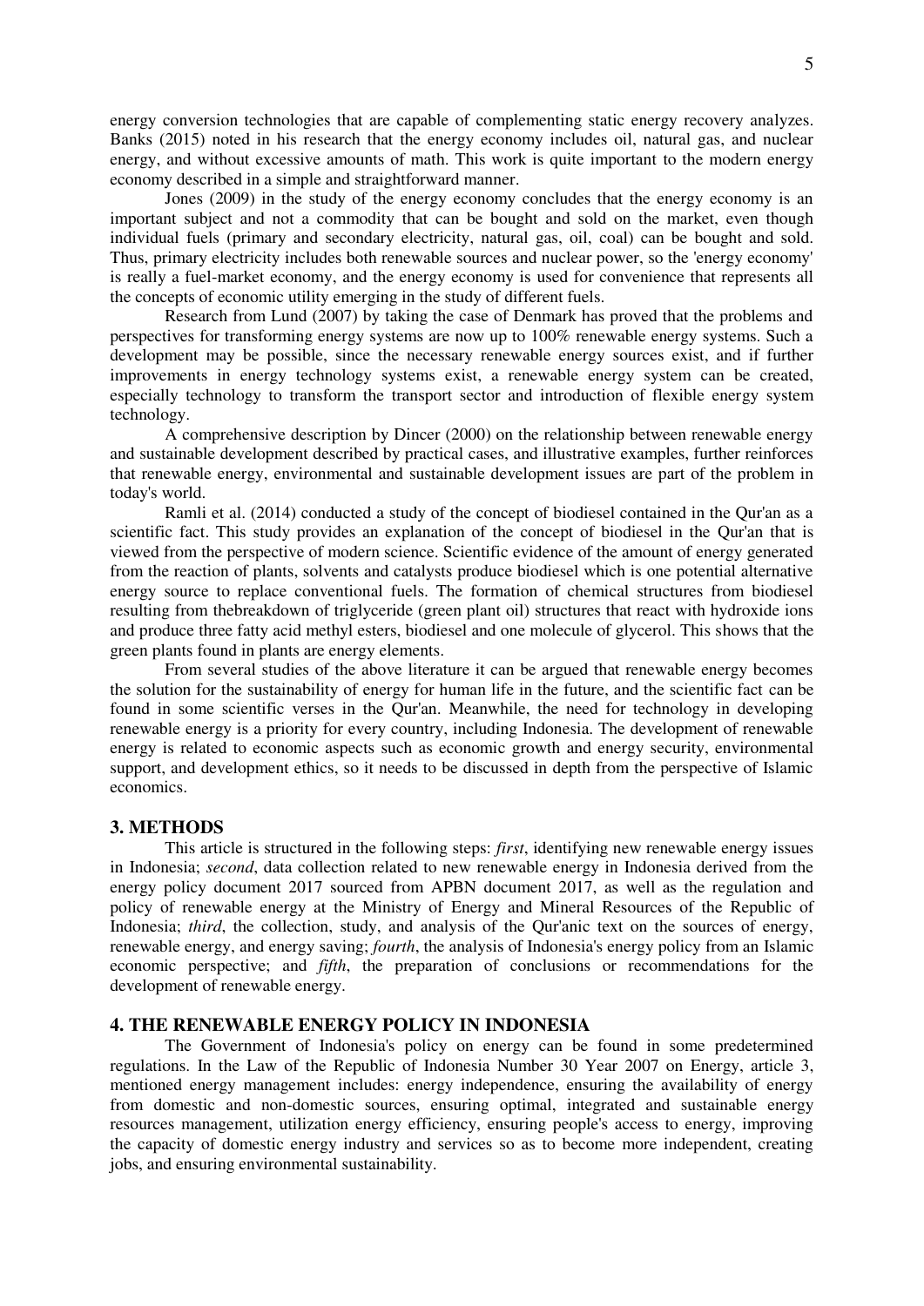energy conversion technologies that are capable of complementing static energy recovery analyzes. Banks (2015) noted in his research that the energy economy includes oil, natural gas, and nuclear energy, and without excessive amounts of math. This work is quite important to the modern energy economy described in a simple and straightforward manner.

Jones (2009) in the study of the energy economy concludes that the energy economy is an important subject and not a commodity that can be bought and sold on the market, even though individual fuels (primary and secondary electricity, natural gas, oil, coal) can be bought and sold. Thus, primary electricity includes both renewable sources and nuclear power, so the 'energy economy' is really a fuel-market economy, and the energy economy is used for convenience that represents all the concepts of economic utility emerging in the study of different fuels.

Research from Lund (2007) by taking the case of Denmark has proved that the problems and perspectives for transforming energy systems are now up to 100% renewable energy systems. Such a development may be possible, since the necessary renewable energy sources exist, and if further improvements in energy technology systems exist, a renewable energy system can be created, especially technology to transform the transport sector and introduction of flexible energy system technology.

A comprehensive description by Dincer (2000) on the relationship between renewable energy and sustainable development described by practical cases, and illustrative examples, further reinforces that renewable energy, environmental and sustainable development issues are part of the problem in today's world.

Ramli et al. (2014) conducted a study of the concept of biodiesel contained in the Qur'an as a scientific fact. This study provides an explanation of the concept of biodiesel in the Qur'an that is viewed from the perspective of modern science. Scientific evidence of the amount of energy generated from the reaction of plants, solvents and catalysts produce biodiesel which is one potential alternative energy source to replace conventional fuels. The formation of chemical structures from biodiesel resulting from thebreakdown of triglyceride (green plant oil) structures that react with hydroxide ions and produce three fatty acid methyl esters, biodiesel and one molecule of glycerol. This shows that the green plants found in plants are energy elements.

From several studies of the above literature it can be argued that renewable energy becomes the solution for the sustainability of energy for human life in the future, and the scientific fact can be found in some scientific verses in the Qur'an. Meanwhile, the need for technology in developing renewable energy is a priority for every country, including Indonesia. The development of renewable energy is related to economic aspects such as economic growth and energy security, environmental support, and development ethics, so it needs to be discussed in depth from the perspective of Islamic economics.

## 3. METHODS

This article is structured in the following steps: *first*, identifying new renewable energy issues in Indonesia; *second*, data collection related to new renewable energy in Indonesia derived from the energy policy document 2017 sourced from APBN document 2017, as well as the regulation and policy of renewable energy at the Ministry of Energy and Mineral Resources of the Republic of Indonesia; *third*, the collection, study, and analysis of the Qur'anic text on the sources of energy, renewable energy, and energy saving; *fourth*, the analysis of Indonesia's energy policy from an Islamic economic perspective; and *fifth*, the preparation of conclusions or recommendations for the development of renewable energy.

## 4. THE RENEWABLE ENERGY POLICY IN INDONESIA

The Government of Indonesia's policy on energy can be found in some predetermined regulations. In the Law of the Republic of Indonesia Number 30 Year 2007 on Energy, article 3, mentioned energy management includes: energy independence, ensuring the availability of energy from domestic and non-domestic sources, ensuring optimal, integrated and sustainable energy resources management, utilization energy efficiency, ensuring people's access to energy, improving the capacity of domestic energy industry and services so as to become more independent, creating jobs, and ensuring environmental sustainability.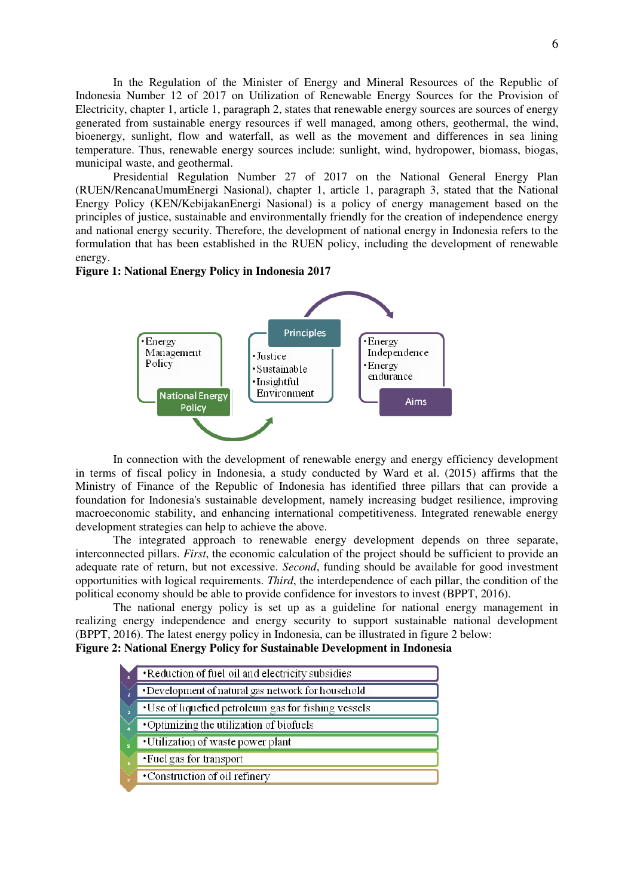In the Regulation of the Minister of Energy and Mineral Resources of the Republic of Indonesia Number 12 of 2017 on Utilization of Renewable Energy Sources for the Provision of Electricity, chapter 1, article 1, paragraph 2, states that renewable energy sources are sources of energy generated from sustainable energy resources if well managed, among others, geothermal, the wind, bioenergy, sunlight, flow and waterfall, as well as the movement and differences in sea lining temperature. Thus, renewable energy sources include: sunlight, wind, hydropower, biomass, biogas, municipal waste, and geothermal.

Presidential Regulation Number 27 of 2017 on the National General Energy Plan (RUEN/RencanaUmumEnergi Nasional), chapter 1, article 1, paragraph 3, stated that the National Energy Policy (KEN/KebijakanEnergi Nasional) is a policy of energy management based on the principles of justice, sustainable and environmentally friendly for the creation of independence energy and national energy security. Therefore, the development of national energy in Indonesia refers to the formulation that has been established in the RUEN policy, including the development of renewable energy.

**Figure 1: National Energy Policy in Indonesia 2017**

•Energy Management Policy

National Energy Policy

Principles

•Justice
•Sustainable
•Insightful Environment

•Energy Independence
•Energy endurance

Aims

In connection with the development of renewable energy and energy efficiency development in terms of fiscal policy in Indonesia, a study conducted by Ward et al. (2015) affirms that the Ministry of Finance of the Republic of Indonesia has identified three pillars that can provide a foundation for Indonesia's sustainable development, namely increasing budget resilience, improving macroeconomic stability, and enhancing international competitiveness. Integrated renewable energy development strategies can help to achieve the above.

The integrated approach to renewable energy development depends on three separate, interconnected pillars. *First*, the economic calculation of the project should be sufficient to provide an adequate rate of return, but not excessive. *Second*, funding should be available for good investment opportunities with logical requirements. *Third*, the interdependence of each pillar, the condition of the political economy should be able to provide confidence for investors to invest (BPPT, 2016).

The national energy policy is set up as a guideline for national energy management in realizing energy independence and energy security to support sustainable national development (BPPT, 2016). The latest energy policy in Indonesia, can be illustrated in figure 2 below:

**Figure 2: National Energy Policy for Sustainable Development in Indonesia**

1 •Reduction of fuel oil and electricity subsidies
2 •Development of natural gas network for household
3 •Use of liquefied petroleum gas for fishing vessels
4 •Optimizing the utilization of biofuels
5 •Utilization of waste power plant
6 •Fuel gas for transport
7 •Construction of oil refinery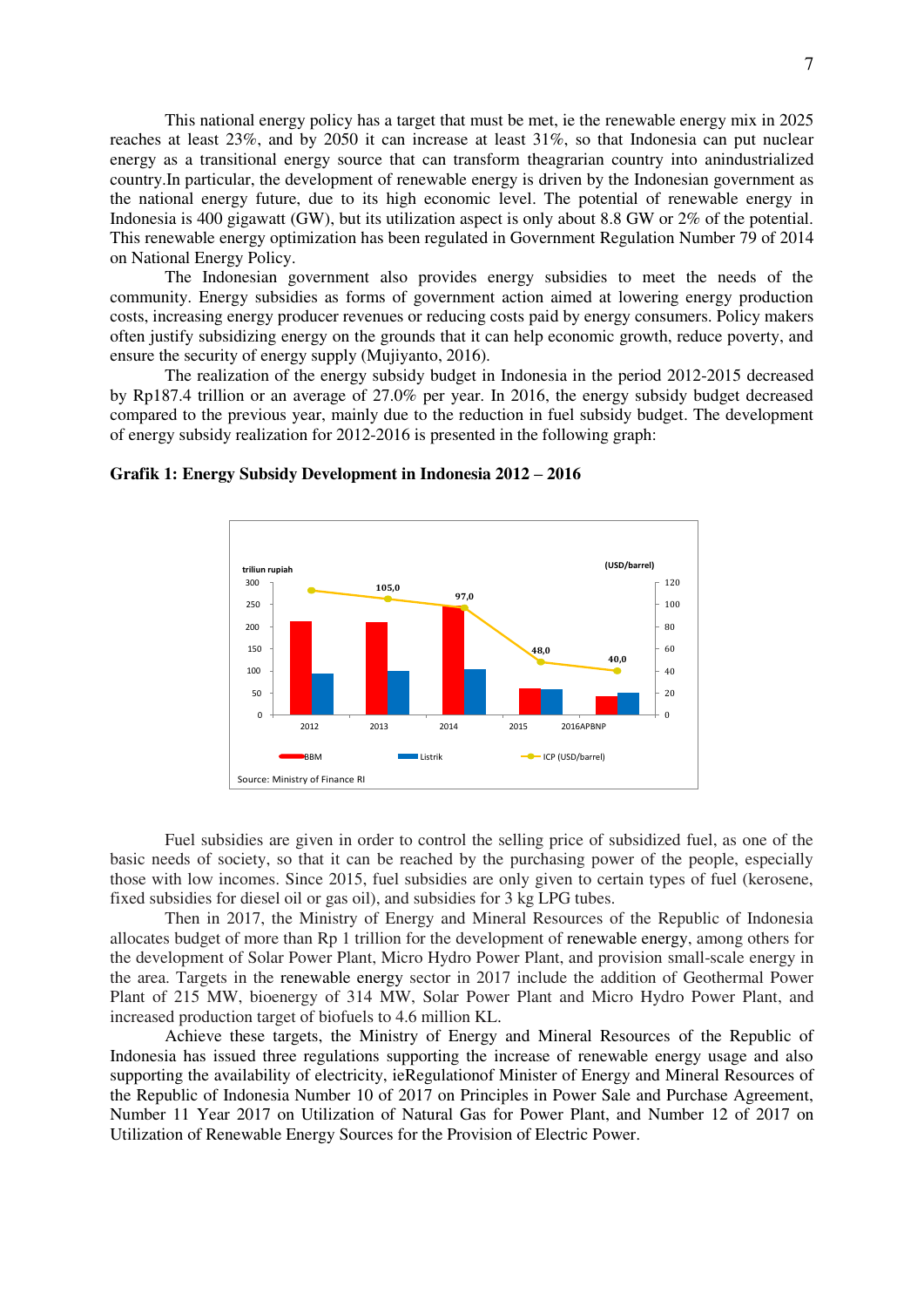This national energy policy has a target that must be met, ie the renewable energy mix in 2025 reaches at least 23%, and by 2050 it can increase at least 31%, so that Indonesia can put nuclear energy as a transitional energy source that can transform theagrarian country into anindustrialized country.In particular, the development of renewable energy is driven by the Indonesian government as the national energy future, due to its high economic level. The potential of renewable energy in Indonesia is 400 gigawatt (GW), but its utilization aspect is only about 8.8 GW or 2% of the potential. This renewable energy optimization has been regulated in Government Regulation Number 79 of 2014 on National Energy Policy.

The Indonesian government also provides energy subsidies to meet the needs of the community. Energy subsidies as forms of government action aimed at lowering energy production costs, increasing energy producer revenues or reducing costs paid by energy consumers. Policy makers often justify subsidizing energy on the grounds that it can help economic growth, reduce poverty, and ensure the security of energy supply (Mujiyanto, 2016).

The realization of the energy subsidy budget in Indonesia in the period 2012-2015 decreased by Rp187.4 trillion or an average of 27.0% per year. In 2016, the energy subsidy budget decreased compared to the previous year, mainly due to the reduction in fuel subsidy budget. The development of energy subsidy realization for 2012-2016 is presented in the following graph:

**Grafik 1: Energy Subsidy Development in Indonesia 2012 – 2016**

triliun rupiah
(USD/barrel)
300
250
200
150
100
50
0
120
100
80
60
40
20
0
105,0
97,0
48,0
40,0
2012
2013
2014
2015
2016APBNP
BBM
Listrik
ICP (USD/barrel)
Source: Ministry of Finance RI

Fuel subsidies are given in order to control the selling price of subsidized fuel, as one of the basic needs of society, so that it can be reached by the purchasing power of the people, especially those with low incomes. Since 2015, fuel subsidies are only given to certain types of fuel (kerosene, fixed subsidies for diesel oil or gas oil), and subsidies for 3 kg LPG tubes.

Then in 2017, the Ministry of Energy and Mineral Resources of the Republic of Indonesia allocates budget of more than Rp 1 trillion for the development of renewable energy, among others for the development of Solar Power Plant, Micro Hydro Power Plant, and provision small-scale energy in the area. Targets in the renewable energy sector in 2017 include the addition of Geothermal Power Plant of 215 MW, bioenergy of 314 MW, Solar Power Plant and Micro Hydro Power Plant, and increased production target of biofuels to 4.6 million KL.

Achieve these targets, the Ministry of Energy and Mineral Resources of the Republic of Indonesia has issued three regulations supporting the increase of renewable energy usage and also supporting the availability of electricity, ieRegulationof Minister of Energy and Mineral Resources of the Republic of Indonesia Number 10 of 2017 on Principles in Power Sale and Purchase Agreement, Number 11 Year 2017 on Utilization of Natural Gas for Power Plant, and Number 12 of 2017 on Utilization of Renewable Energy Sources for the Provision of Electric Power.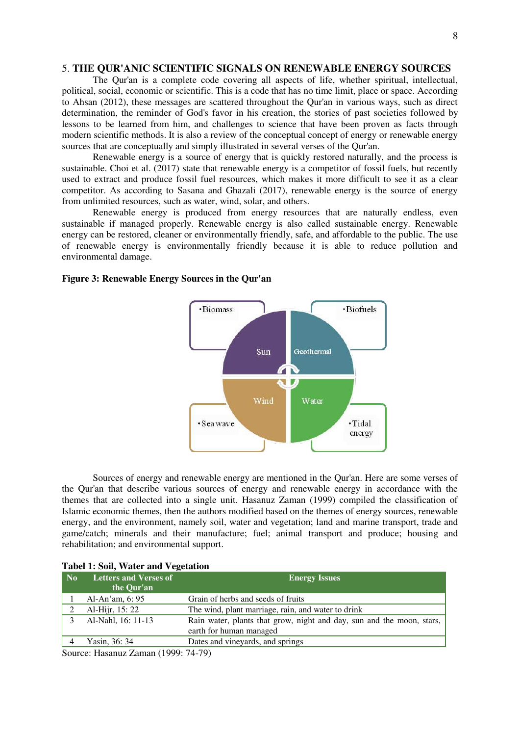## 5. THE QUR'ANIC SCIENTIFIC SIGNALS ON RENEWABLE ENERGY SOURCES

The Qur'an is a complete code covering all aspects of life, whether spiritual, intellectual, political, social, economic or scientific. This is a code that has no time limit, place or space. According to Ahsan (2012), these messages are scattered throughout the Qur'an in various ways, such as direct determination, the reminder of God's favor in his creation, the stories of past societies followed by lessons to be learned from him, and challenges to science that have been proven as facts through modern scientific methods. It is also a review of the conceptual concept of energy or renewable energy sources that are conceptually and simply illustrated in several verses of the Qur'an.

Renewable energy is a source of energy that is quickly restored naturally, and the process is sustainable. Choi et al. (2017) state that renewable energy is a competitor of fossil fuels, but recently used to extract and produce fossil fuel resources, which makes it more difficult to see it as a clear competitor. As according to Sasana and Ghazali (2017), renewable energy is the source of energy from unlimited resources, such as water, wind, solar, and others.

Renewable energy is produced from energy resources that are naturally endless, even sustainable if managed properly. Renewable energy is also called sustainable energy. Renewable energy can be restored, cleaner or environmentally friendly, safe, and affordable to the public. The use of renewable energy is environmentally friendly because it is able to reduce pollution and environmental damage.

**Figure 3: Renewable Energy Sources in the Qur'an**

•Biomass

•Biofuels

Sun

Geothermal

Wind

Water

•Sea wave

•Tidal energy

Sources of energy and renewable energy are mentioned in the Qur'an. Here are some verses of the Qur'an that describe various sources of energy and renewable energy in accordance with the themes that are collected into a single unit. Hasanuz Zaman (1999) compiled the classification of Islamic economic themes, then the authors modified based on the themes of energy sources, renewable energy, and the environment, namely soil, water and vegetation; land and marine transport, trade and game/catch; minerals and their manufacture; fuel; animal transport and produce; housing and rehabilitation; and environmental support.

**Tabel 1: Soil, Water and Vegetation**

| No | Letters and Verses of the Qur'an | Energy Issues |
|---|---|---|
| 1 | Al-An'am, 6: 95 | Grain of herbs and seeds of fruits |
| 2 | Al-Hijr, 15: 22 | The wind, plant marriage, rain, and water to drink |
| 3 | Al-Nahl, 16: 11-13 | Rain water, plants that grow, night and day, sun and the moon, stars, earth for human managed |
| 4 | Yasin, 36: 34 | Dates and vineyards, and springs |

Source: Hasanuz Zaman (1999: 74-79)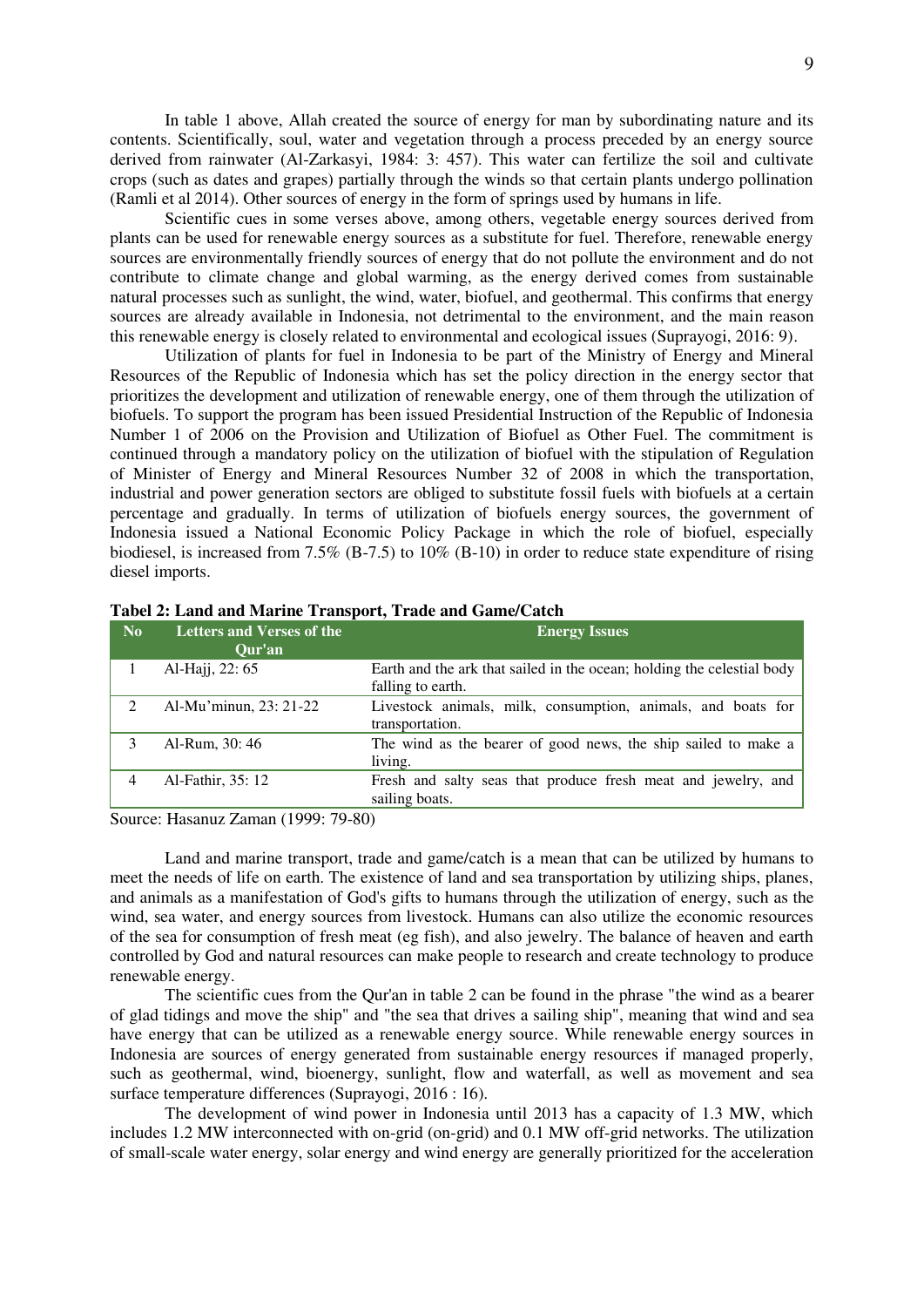In table 1 above, Allah created the source of energy for man by subordinating nature and its contents. Scientifically, soul, water and vegetation through a process preceded by an energy source derived from rainwater (Al-Zarkasyi, 1984: 3: 457). This water can fertilize the soil and cultivate crops (such as dates and grapes) partially through the winds so that certain plants undergo pollination (Ramli et al 2014). Other sources of energy in the form of springs used by humans in life.

Scientific cues in some verses above, among others, vegetable energy sources derived from plants can be used for renewable energy sources as a substitute for fuel. Therefore, renewable energy sources are environmentally friendly sources of energy that do not pollute the environment and do not contribute to climate change and global warming, as the energy derived comes from sustainable natural processes such as sunlight, the wind, water, biofuel, and geothermal. This confirms that energy sources are already available in Indonesia, not detrimental to the environment, and the main reason this renewable energy is closely related to environmental and ecological issues (Suprayogi, 2016: 9).

Utilization of plants for fuel in Indonesia to be part of the Ministry of Energy and Mineral Resources of the Republic of Indonesia which has set the policy direction in the energy sector that prioritizes the development and utilization of renewable energy, one of them through the utilization of biofuels. To support the program has been issued Presidential Instruction of the Republic of Indonesia Number 1 of 2006 on the Provision and Utilization of Biofuel as Other Fuel. The commitment is continued through a mandatory policy on the utilization of biofuel with the stipulation of Regulation of Minister of Energy and Mineral Resources Number 32 of 2008 in which the transportation, industrial and power generation sectors are obliged to substitute fossil fuels with biofuels at a certain percentage and gradually. In terms of utilization of biofuels energy sources, the government of Indonesia issued a National Economic Policy Package in which the role of biofuel, especially biodiesel, is increased from 7.5% (B-7.5) to 10% (B-10) in order to reduce state expenditure of rising diesel imports.

**Tabel 2: Land and Marine Transport, Trade and Game/Catch**

| No | Letters and Verses of the Qur'an | Energy Issues |
|---|---|---|
| 1 | Al-Hajj, 22: 65 | Earth and the ark that sailed in the ocean; holding the celestial body falling to earth. |
| 2 | Al-Mu'minun, 23: 21-22 | Livestock animals, milk, consumption, animals, and boats for transportation. |
| 3 | Al-Rum, 30: 46 | The wind as the bearer of good news, the ship sailed to make a living. |
| 4 | Al-Fathir, 35: 12 | Fresh and salty seas that produce fresh meat and jewelry, and sailing boats. |

Source: Hasanuz Zaman (1999: 79-80)

Land and marine transport, trade and game/catch is a mean that can be utilized by humans to meet the needs of life on earth. The existence of land and sea transportation by utilizing ships, planes, and animals as a manifestation of God's gifts to humans through the utilization of energy, such as the wind, sea water, and energy sources from livestock. Humans can also utilize the economic resources of the sea for consumption of fresh meat (eg fish), and also jewelry. The balance of heaven and earth controlled by God and natural resources can make people to research and create technology to produce renewable energy.

The scientific cues from the Qur'an in table 2 can be found in the phrase "the wind as a bearer of glad tidings and move the ship" and "the sea that drives a sailing ship", meaning that wind and sea have energy that can be utilized as a renewable energy source. While renewable energy sources in Indonesia are sources of energy generated from sustainable energy resources if managed properly, such as geothermal, wind, bioenergy, sunlight, flow and waterfall, as well as movement and sea surface temperature differences (Suprayogi, 2016 : 16).

The development of wind power in Indonesia until 2013 has a capacity of 1.3 MW, which includes 1.2 MW interconnected with on-grid (on-grid) and 0.1 MW off-grid networks. The utilization of small-scale water energy, solar energy and wind energy are generally prioritized for the acceleration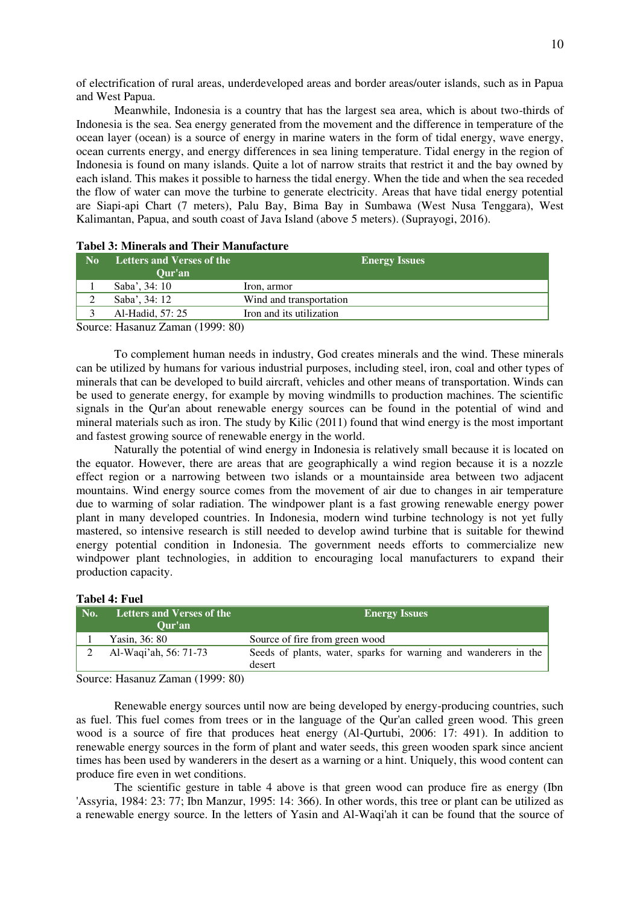of electrification of rural areas, underdeveloped areas and border areas/outer islands, such as in Papua and West Papua.

Meanwhile, Indonesia is a country that has the largest sea area, which is about two-thirds of Indonesia is the sea. Sea energy generated from the movement and the difference in temperature of the ocean layer (ocean) is a source of energy in marine waters in the form of tidal energy, wave energy, ocean currents energy, and energy differences in sea lining temperature. Tidal energy in the region of Indonesia is found on many islands. Quite a lot of narrow straits that restrict it and the bay owned by each island. This makes it possible to harness the tidal energy. When the tide and when the sea receded the flow of water can move the turbine to generate electricity. Areas that have tidal energy potential are Siapi-api Chart (7 meters), Palu Bay, Bima Bay in Sumbawa (West Nusa Tenggara), West Kalimantan, Papua, and south coast of Java Island (above 5 meters). (Suprayogi, 2016).

**Tabel 3: Minerals and Their Manufacture**

| No | Letters and Verses of the Qur'an | Energy Issues |
|---|---|---|
| 1 | Saba', 34: 10 | Iron, armor |
| 2 | Saba', 34: 12 | Wind and transportation |
| 3 | Al-Hadid, 57: 25 | Iron and its utilization |

Source: Hasanuz Zaman (1999: 80)

To complement human needs in industry, God creates minerals and the wind. These minerals can be utilized by humans for various industrial purposes, including steel, iron, coal and other types of minerals that can be developed to build aircraft, vehicles and other means of transportation. Winds can be used to generate energy, for example by moving windmills to production machines. The scientific signals in the Qur'an about renewable energy sources can be found in the potential of wind and mineral materials such as iron. The study by Kilic (2011) found that wind energy is the most important and fastest growing source of renewable energy in the world.

Naturally the potential of wind energy in Indonesia is relatively small because it is located on the equator. However, there are areas that are geographically a wind region because it is a nozzle effect region or a narrowing between two islands or a mountainside area between two adjacent mountains. Wind energy source comes from the movement of air due to changes in air temperature due to warming of solar radiation. The windpower plant is a fast growing renewable energy power plant in many developed countries. In Indonesia, modern wind turbine technology is not yet fully mastered, so intensive research is still needed to develop awind turbine that is suitable for thewind energy potential condition in Indonesia. The government needs efforts to commercialize new windpower plant technologies, in addition to encouraging local manufacturers to expand their production capacity.

**Tabel 4: Fuel**

| No. | Letters and Verses of the Qur'an | Energy Issues |
|---|---|---|
| 1 | Yasin, 36: 80 | Source of fire from green wood |
| 2 | Al-Waqi'ah, 56: 71-73 | Seeds of plants, water, sparks for warning and wanderers in the desert |

Source: Hasanuz Zaman (1999: 80)

Renewable energy sources until now are being developed by energy-producing countries, such as fuel. This fuel comes from trees or in the language of the Qur'an called green wood. This green wood is a source of fire that produces heat energy (Al-Qurtubi, 2006: 17: 491). In addition to renewable energy sources in the form of plant and water seeds, this green wooden spark since ancient times has been used by wanderers in the desert as a warning or a hint. Uniquely, this wood content can produce fire even in wet conditions.

The scientific gesture in table 4 above is that green wood can produce fire as energy (Ibn 'Assyria, 1984: 23: 77; Ibn Manzur, 1995: 14: 366). In other words, this tree or plant can be utilized as a renewable energy source. In the letters of Yasin and Al-Waqi'ah it can be found that the source of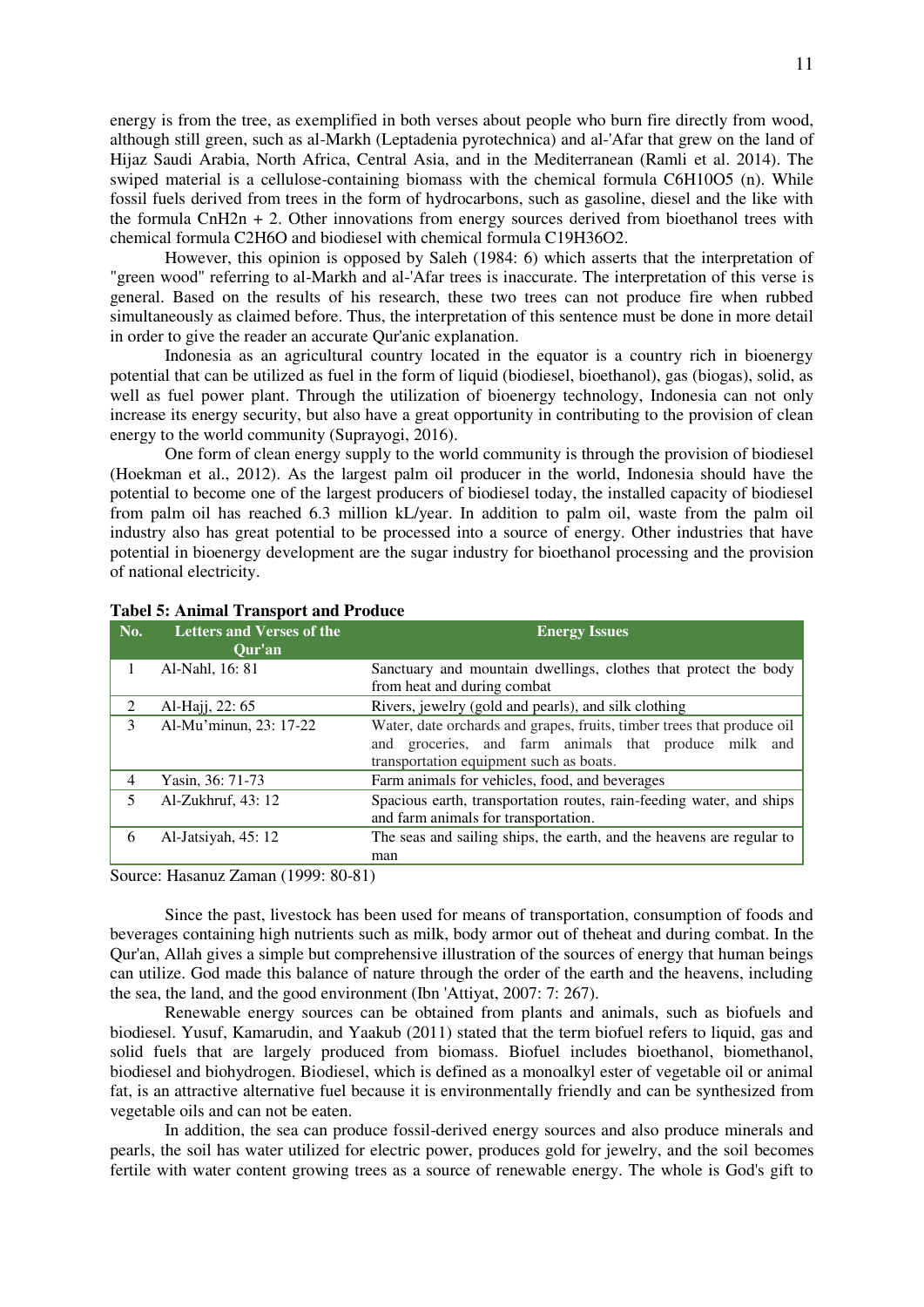energy is from the tree, as exemplified in both verses about people who burn fire directly from wood, although still green, such as al-Markh (Leptadenia pyrotechnica) and al-'Afar that grew on the land of Hijaz Saudi Arabia, North Africa, Central Asia, and in the Mediterranean (Ramli et al. 2014). The swiped material is a cellulose-containing biomass with the chemical formula $C_6H_{10}O_5$ (n). While fossil fuels derived from trees in the form of hydrocarbons, such as gasoline, diesel and the like with the formula $C_nH_{2n+2}$. Other innovations from energy sources derived from bioethanol trees with chemical formula $C_2H_6O$ and biodiesel with chemical formula $C_{19}H_{36}O_2$.

However, this opinion is opposed by Saleh (1984: 6) which asserts that the interpretation of "green wood" referring to al-Markh and al-'Afar trees is inaccurate. The interpretation of this verse is general. Based on the results of his research, these two trees can not produce fire when rubbed simultaneously as claimed before. Thus, the interpretation of this sentence must be done in more detail in order to give the reader an accurate Qur'anic explanation.

Indonesia as an agricultural country located in the equator is a country rich in bioenergy potential that can be utilized as fuel in the form of liquid (biodiesel, bioethanol), gas (biogas), solid, as well as fuel power plant. Through the utilization of bioenergy technology, Indonesia can not only increase its energy security, but also have a great opportunity in contributing to the provision of clean energy to the world community (Suprayogi, 2016).

One form of clean energy supply to the world community is through the provision of biodiesel (Hoekman et al., 2012). As the largest palm oil producer in the world, Indonesia should have the potential to become one of the largest producers of biodiesel today, the installed capacity of biodiesel from palm oil has reached 6.3 million kL/year. In addition to palm oil, waste from the palm oil industry also has great potential to be processed into a source of energy. Other industries that have potential in bioenergy development are the sugar industry for bioethanol processing and the provision of national electricity.

**Tabel 5: Animal Transport and Produce**

| No. | Letters and Verses of the Qur'an | Energy Issues |
|---|---|---|
| 1 | Al-Nahl, 16: 81 | Sanctuary and mountain dwellings, clothes that protect the body from heat and during combat |
| 2 | Al-Hajj, 22: 65 | Rivers, jewelry (gold and pearls), and silk clothing |
| 3 | Al-Mu'minun, 23: 17-22 | Water, date orchards and grapes, fruits, timber trees that produce oil and groceries, and farm animals that produce milk and transportation equipment such as boats. |
| 4 | Yasin, 36: 71-73 | Farm animals for vehicles, food, and beverages |
| 5 | Al-Zukhruf, 43: 12 | Spacious earth, transportation routes, rain-feeding water, and ships and farm animals for transportation. |
| 6 | Al-Jatsiyah, 45: 12 | The seas and sailing ships, the earth, and the heavens are regular to man |

Source: Hasanuz Zaman (1999: 80-81)

Since the past, livestock has been used for means of transportation, consumption of foods and beverages containing high nutrients such as milk, body armor out of theheat and during combat. In the Qur'an, Allah gives a simple but comprehensive illustration of the sources of energy that human beings can utilize. God made this balance of nature through the order of the earth and the heavens, including the sea, the land, and the good environment (Ibn 'Attiyat, 2007: 7: 267).

Renewable energy sources can be obtained from plants and animals, such as biofuels and biodiesel. Yusuf, Kamarudin, and Yaakub (2011) stated that the term biofuel refers to liquid, gas and solid fuels that are largely produced from biomass. Biofuel includes bioethanol, biomethanol, biodiesel and biohydrogen. Biodiesel, which is defined as a monoalkyl ester of vegetable oil or animal fat, is an attractive alternative fuel because it is environmentally friendly and can be synthesized from vegetable oils and can not be eaten.

In addition, the sea can produce fossil-derived energy sources and also produce minerals and pearls, the soil has water utilized for electric power, produces gold for jewelry, and the soil becomes fertile with water content growing trees as a source of renewable energy. The whole is God's gift to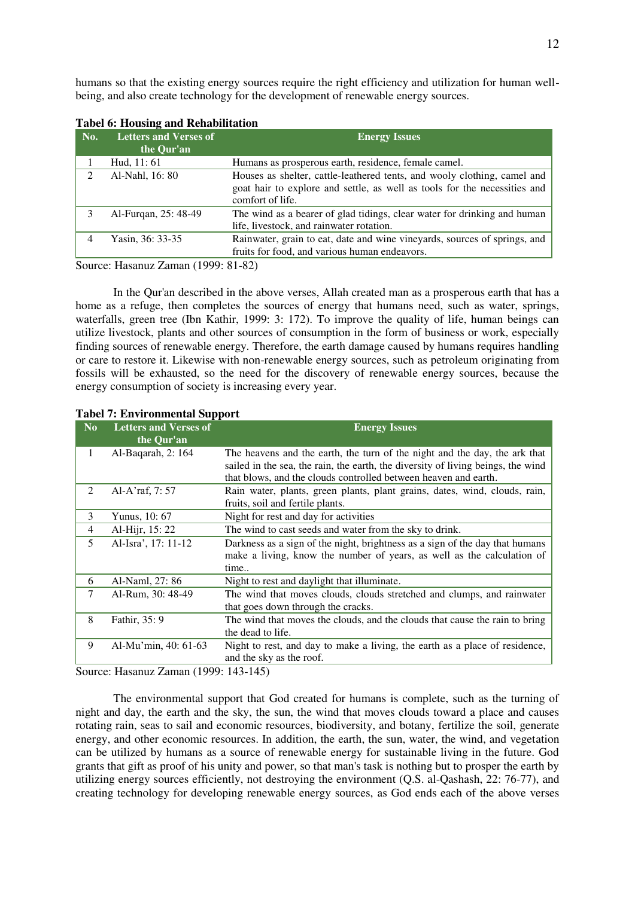humans so that the existing energy sources require the right efficiency and utilization for human well-being, and also create technology for the development of renewable energy sources.

**Tabel 6: Housing and Rehabilitation**

| No. | Letters and Verses of the Qur'an | Energy Issues |
|---|---|---|
| 1 | Hud, 11: 61 | Humans as prosperous earth, residence, female camel. |
| 2 | Al-Nahl, 16: 80 | Houses as shelter, cattle-leathered tents, and wooly clothing, camel and goat hair to explore and settle, as well as tools for the necessities and comfort of life. |
| 3 | Al-Furqan, 25: 48-49 | The wind as a bearer of glad tidings, clear water for drinking and human life, livestock, and rainwater rotation. |
| 4 | Yasin, 36: 33-35 | Rainwater, grain to eat, date and wine vineyards, sources of springs, and fruits for food, and various human endeavors. |

Source: Hasanuz Zaman (1999: 81-82)

In the Qur'an described in the above verses, Allah created man as a prosperous earth that has a home as a refuge, then completes the sources of energy that humans need, such as water, springs, waterfalls, green tree (Ibn Kathir, 1999: 3: 172). To improve the quality of life, human beings can utilize livestock, plants and other sources of consumption in the form of business or work, especially finding sources of renewable energy. Therefore, the earth damage caused by humans requires handling or care to restore it. Likewise with non-renewable energy sources, such as petroleum originating from fossils will be exhausted, so the need for the discovery of renewable energy sources, because the energy consumption of society is increasing every year.

**Tabel 7: Environmental Support**

| No | Letters and Verses of the Qur'an | Energy Issues |
|---|---|---|
| 1 | Al-Baqarah, 2: 164 | The heavens and the earth, the turn of the night and the day, the ark that sailed in the sea, the rain, the earth, the diversity of living beings, the wind that blows, and the clouds controlled between heaven and earth. |
| 2 | Al-A'raf, 7: 57 | Rain water, plants, green plants, plant grains, dates, wind, clouds, rain, fruits, soil and fertile plants. |
| 3 | Yunus, 10: 67 | Night for rest and day for activities |
| 4 | Al-Hijr, 15: 22 | The wind to cast seeds and water from the sky to drink. |
| 5 | Al-Isra', 17: 11-12 | Darkness as a sign of the night, brightness as a sign of the day that humans make a living, know the number of years, as well as the calculation of time.. |
| 6 | Al-Naml, 27: 86 | Night to rest and daylight that illuminate. |
| 7 | Al-Rum, 30: 48-49 | The wind that moves clouds, clouds stretched and clumps, and rainwater that goes down through the cracks. |
| 8 | Fathir, 35: 9 | The wind that moves the clouds, and the clouds that cause the rain to bring the dead to life. |
| 9 | Al-Mu'min, 40: 61-63 | Night to rest, and day to make a living, the earth as a place of residence, and the sky as the roof. |

Source: Hasanuz Zaman (1999: 143-145)

The environmental support that God created for humans is complete, such as the turning of night and day, the earth and the sky, the sun, the wind that moves clouds toward a place and causes rotating rain, seas to sail and economic resources, biodiversity, and botany, fertilize the soil, generate energy, and other economic resources. In addition, the earth, the sun, water, the wind, and vegetation can be utilized by humans as a source of renewable energy for sustainable living in the future. God grants that gift as proof of his unity and power, so that man's task is nothing but to prosper the earth by utilizing energy sources efficiently, not destroying the environment (Q.S. al-Qashash, 22: 76-77), and creating technology for developing renewable energy sources, as God ends each of the above verses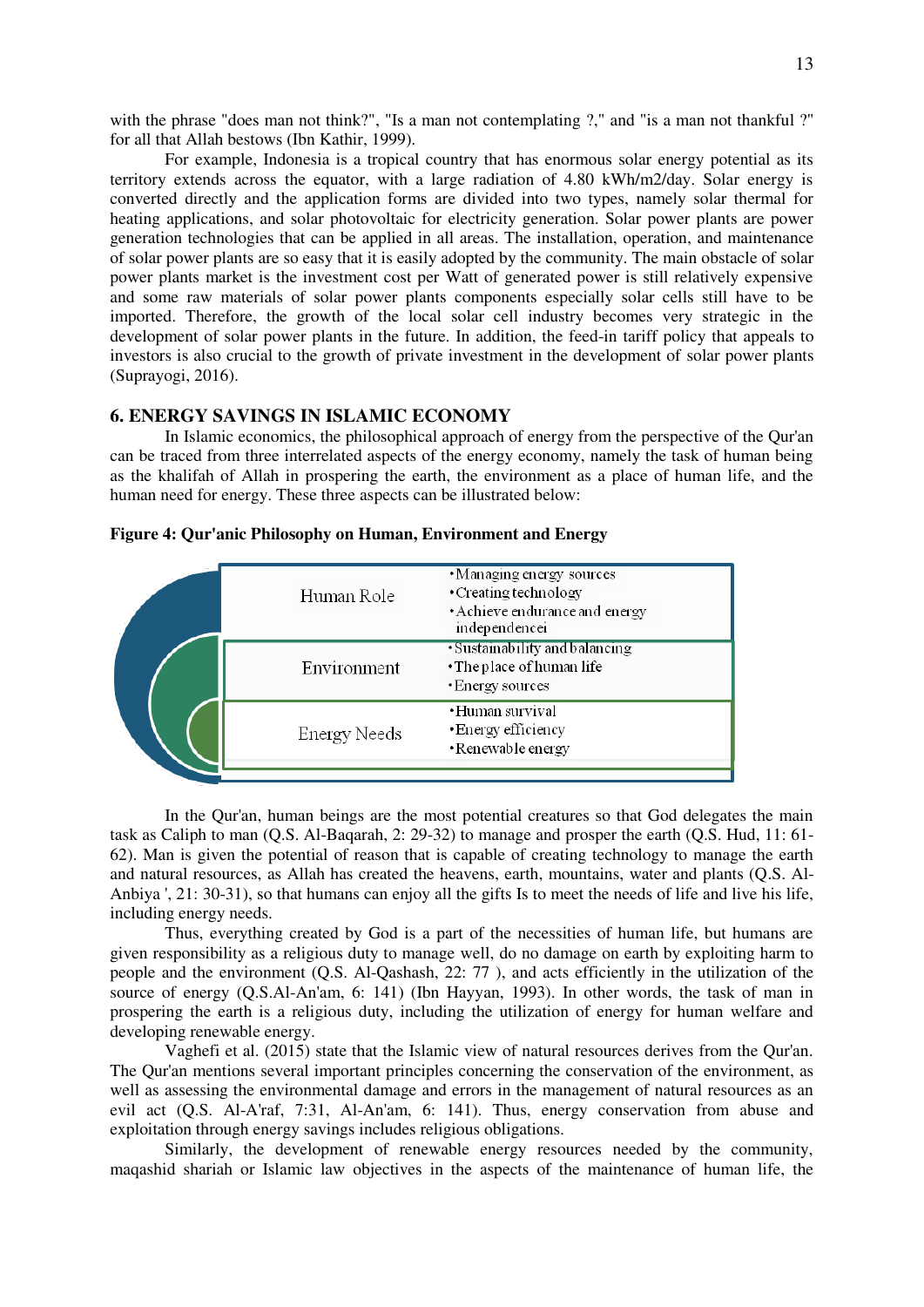with the phrase "does man not think?", "Is a man not contemplating ?," and "is a man not thankful ?" for all that Allah bestows (Ibn Kathir, 1999).

For example, Indonesia is a tropical country that has enormous solar energy potential as its territory extends across the equator, with a large radiation of 4.80 kWh/m2/day. Solar energy is converted directly and the application forms are divided into two types, namely solar thermal for heating applications, and solar photovoltaic for electricity generation. Solar power plants are power generation technologies that can be applied in all areas. The installation, operation, and maintenance of solar power plants are so easy that it is easily adopted by the community. The main obstacle of solar power plants market is the investment cost per Watt of generated power is still relatively expensive and some raw materials of solar power plants components especially solar cells still have to be imported. Therefore, the growth of the local solar cell industry becomes very strategic in the development of solar power plants in the future. In addition, the feed-in tariff policy that appeals to investors is also crucial to the growth of private investment in the development of solar power plants (Suprayogi, 2016).

## 6. ENERGY SAVINGS IN ISLAMIC ECONOMY

In Islamic economics, the philosophical approach of energy from the perspective of the Qur'an can be traced from three interrelated aspects of the energy economy, namely the task of human being as the khalifah of Allah in prospering the earth, the environment as a place of human life, and the human need for energy. These three aspects can be illustrated below:

**Figure 4: Qur'anic Philosophy on Human, Environment and Energy**

Human Role
• Managing energy sources
• Creating technology
• Achieve endurance and energy independencei

Environment
• Sustainability and balancing
• The place of human life
• Energy sources

Energy Needs
• Human survival
• Energy efficiency
• Renewable energy

In the Qur'an, human beings are the most potential creatures so that God delegates the main task as Caliph to man (Q.S. Al-Baqarah, 2: 29-32) to manage and prosper the earth (Q.S. Hud, 11: 61-62). Man is given the potential of reason that is capable of creating technology to manage the earth and natural resources, as Allah has created the heavens, earth, mountains, water and plants (Q.S. Al-Anbiya ', 21: 30-31), so that humans can enjoy all the gifts Is to meet the needs of life and live his life, including energy needs.

Thus, everything created by God is a part of the necessities of human life, but humans are given responsibility as a religious duty to manage well, do no damage on earth by exploiting harm to people and the environment (Q.S. Al-Qashash, 22: 77 ), and acts efficiently in the utilization of the source of energy (Q.S.Al-An'am, 6: 141) (Ibn Hayyan, 1993). In other words, the task of man in prospering the earth is a religious duty, including the utilization of energy for human welfare and developing renewable energy.

Vaghefi et al. (2015) state that the Islamic view of natural resources derives from the Qur'an. The Qur'an mentions several important principles concerning the conservation of the environment, as well as assessing the environmental damage and errors in the management of natural resources as an evil act (Q.S. Al-A'raf, 7:31, Al-An'am, 6: 141). Thus, energy conservation from abuse and exploitation through energy savings includes religious obligations.

Similarly, the development of renewable energy resources needed by the community, maqashid shariah or Islamic law objectives in the aspects of the maintenance of human life, the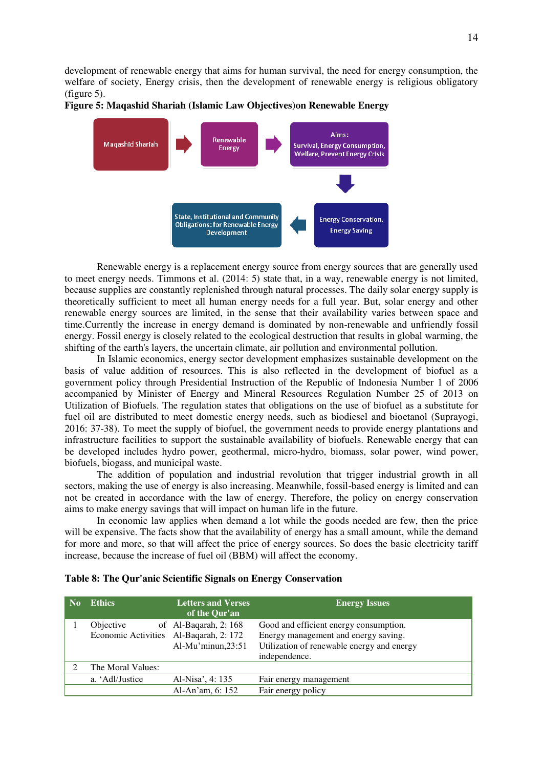development of renewable energy that aims for human survival, the need for energy consumption, the welfare of society, Energy crisis, then the development of renewable energy is religious obligatory (figure 5).

**Figure 5: Maqashid Shariah (Islamic Law Objectives)on Renewable Energy**

Maqashid Shariah

Renewable Energy

Aims: Survival, Energy Consumption, Welfare, Prevent Energy Crisis

Energy Conservation, Energy Saving

State, Institutional and Community Obligations: for Renewable Energy Development

Renewable energy is a replacement energy source from energy sources that are generally used to meet energy needs. Timmons et al. (2014: 5) state that, in a way, renewable energy is not limited, because supplies are constantly replenished through natural processes. The daily solar energy supply is theoretically sufficient to meet all human energy needs for a full year. But, solar energy and other renewable energy sources are limited, in the sense that their availability varies between space and time.Currently the increase in energy demand is dominated by non-renewable and unfriendly fossil energy. Fossil energy is closely related to the ecological destruction that results in global warming, the shifting of the earth's layers, the uncertain climate, air pollution and environmental pollution.

In Islamic economics, energy sector development emphasizes sustainable development on the basis of value addition of resources. This is also reflected in the development of biofuel as a government policy through Presidential Instruction of the Republic of Indonesia Number 1 of 2006 accompanied by Minister of Energy and Mineral Resources Regulation Number 25 of 2013 on Utilization of Biofuels. The regulation states that obligations on the use of biofuel as a substitute for fuel oil are distributed to meet domestic energy needs, such as biodiesel and bioetanol (Suprayogi, 2016: 37-38). To meet the supply of biofuel, the government needs to provide energy plantations and infrastructure facilities to support the sustainable availability of biofuels. Renewable energy that can be developed includes hydro power, geothermal, micro-hydro, biomass, solar power, wind power, biofuels, biogass, and municipal waste.

The addition of population and industrial revolution that trigger industrial growth in all sectors, making the use of energy is also increasing. Meanwhile, fossil-based energy is limited and can not be created in accordance with the law of energy. Therefore, the policy on energy conservation aims to make energy savings that will impact on human life in the future.

In economic law applies when demand a lot while the goods needed are few, then the price will be expensive. The facts show that the availability of energy has a small amount, while the demand for more and more, so that will affect the price of energy sources. So does the basic electricity tariff increase, because the increase of fuel oil (BBM) will affect the economy.

**Table 8: The Qur'anic Scientific Signals on Energy Conservation**

| No | Ethics | Letters and Verses of the Qur'an | Energy Issues |
|---|---|---|---|
| 1 | Objective of Economic Activities | Al-Baqarah, 2: 168<br>Al-Baqarah, 2: 172<br>Al-Mu'minun,23:51 | Good and efficient energy consumption.<br>Energy management and energy saving.<br>Utilization of renewable energy and energy independence. |
| 2 | The Moral Values: | | |
| | a. 'Adl/Justice | Al-Nisa', 4: 135 | Fair energy management |
| | | Al-An'am, 6: 152 | Fair energy policy |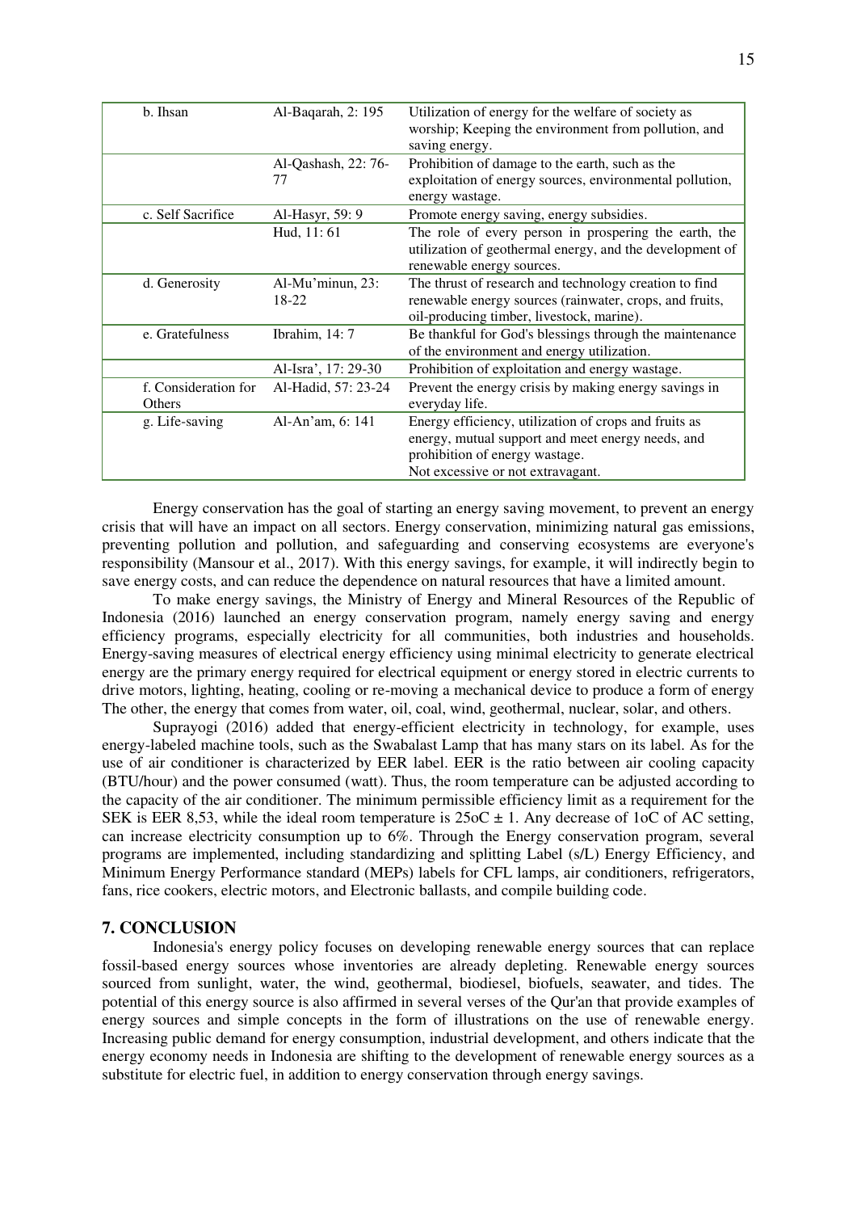| | | |
|---|---|---|
| b. Ihsan | Al-Baqarah, 2: 195 | Utilization of energy for the welfare of society as worship; Keeping the environment from pollution, and saving energy. |
| | Al-Qashash, 22: 76-77 | Prohibition of damage to the earth, such as the exploitation of energy sources, environmental pollution, energy wastage. |
| c. Self Sacrifice | Al-Hasyr, 59: 9 | Promote energy saving, energy subsidies. |
| | Hud, 11: 61 | The role of every person in prospering the earth, the utilization of geothermal energy, and the development of renewable energy sources. |
| d. Generosity | Al-Mu'minun, 23: 18-22 | The thrust of research and technology creation to find renewable energy sources (rainwater, crops, and fruits, oil-producing timber, livestock, marine). |
| e. Gratefulness | Ibrahim, 14: 7 | Be thankful for God's blessings through the maintenance of the environment and energy utilization. |
| | Al-Isra', 17: 29-30 | Prohibition of exploitation and energy wastage. |
| f. Consideration for Others | Al-Hadid, 57: 23-24 | Prevent the energy crisis by making energy savings in everyday life. |
| g. Life-saving | Al-An'am, 6: 141 | Energy efficiency, utilization of crops and fruits as energy, mutual support and meet energy needs, and prohibition of energy wastage. Not excessive or not extravagant. |

Energy conservation has the goal of starting an energy saving movement, to prevent an energy crisis that will have an impact on all sectors. Energy conservation, minimizing natural gas emissions, preventing pollution and pollution, and safeguarding and conserving ecosystems are everyone's responsibility (Mansour et al., 2017). With this energy savings, for example, it will indirectly begin to save energy costs, and can reduce the dependence on natural resources that have a limited amount.

To make energy savings, the Ministry of Energy and Mineral Resources of the Republic of Indonesia (2016) launched an energy conservation program, namely energy saving and energy efficiency programs, especially electricity for all communities, both industries and households. Energy-saving measures of electrical energy efficiency using minimal electricity to generate electrical energy are the primary energy required for electrical equipment or energy stored in electric currents to drive motors, lighting, heating, cooling or re-moving a mechanical device to produce a form of energy The other, the energy that comes from water, oil, coal, wind, geothermal, nuclear, solar, and others.

Suprayogi (2016) added that energy-efficient electricity in technology, for example, uses energy-labeled machine tools, such as the Swabalast Lamp that has many stars on its label. As for the use of air conditioner is characterized by EER label. EER is the ratio between air cooling capacity (BTU/hour) and the power consumed (watt). Thus, the room temperature can be adjusted according to the capacity of the air conditioner. The minimum permissible efficiency limit as a requirement for the SEK is EER 8,53, while the ideal room temperature is 25oC ± 1. Any decrease of 1oC of AC setting, can increase electricity consumption up to 6%. Through the Energy conservation program, several programs are implemented, including standardizing and splitting Label (s/L) Energy Efficiency, and Minimum Energy Performance standard (MEPs) labels for CFL lamps, air conditioners, refrigerators, fans, rice cookers, electric motors, and Electronic ballasts, and compile building code.

## 7. CONCLUSION

Indonesia's energy policy focuses on developing renewable energy sources that can replace fossil-based energy sources whose inventories are already depleting. Renewable energy sources sourced from sunlight, water, the wind, geothermal, biodiesel, biofuels, seawater, and tides. The potential of this energy source is also affirmed in several verses of the Qur'an that provide examples of energy sources and simple concepts in the form of illustrations on the use of renewable energy. Increasing public demand for energy consumption, industrial development, and others indicate that the energy economy needs in Indonesia are shifting to the development of renewable energy sources as a substitute for electric fuel, in addition to energy conservation through energy savings.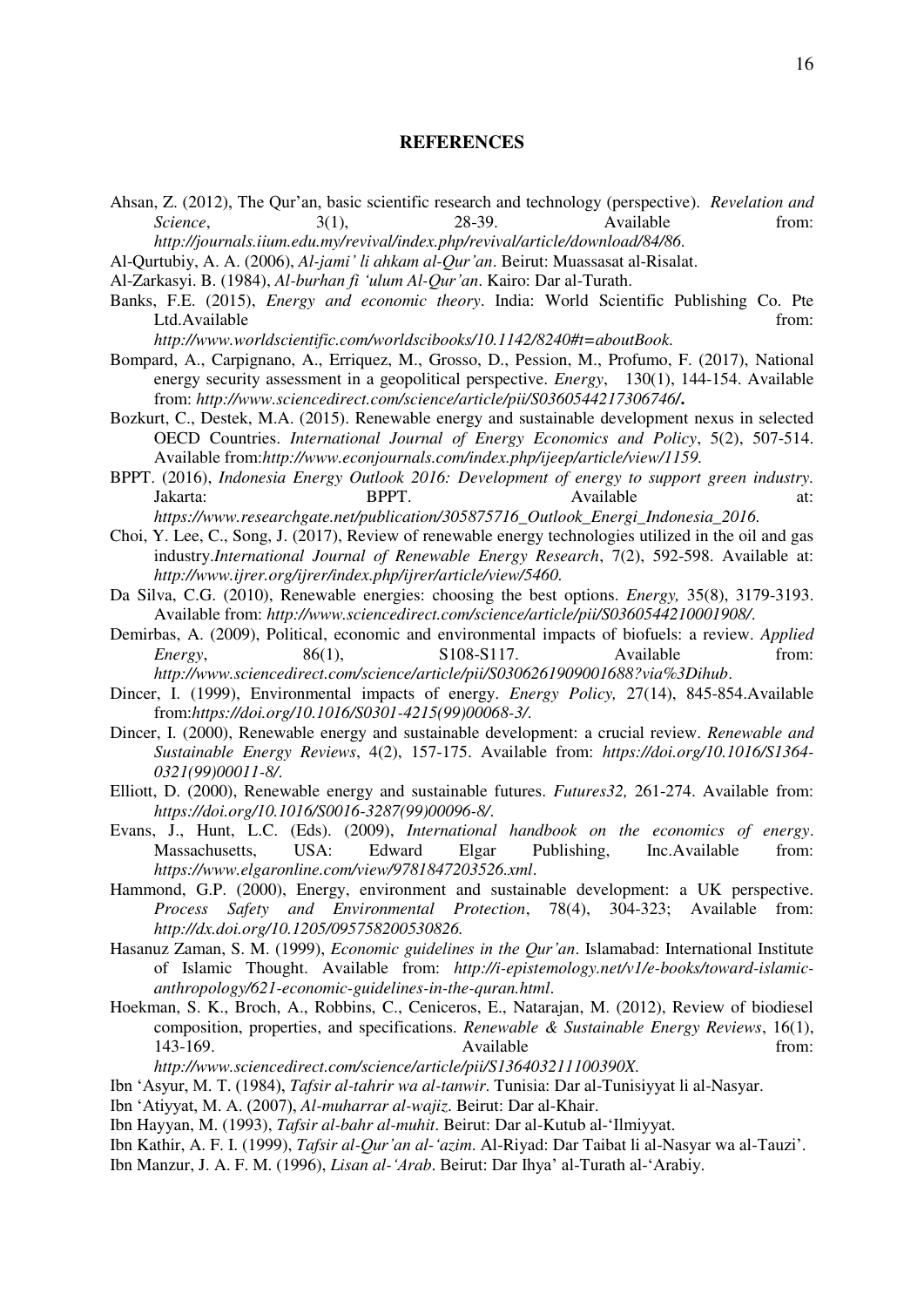## REFERENCES

Ahsan, Z. (2012), The Qur'an, basic scientific research and technology (perspective). *Revelation and Science*, 3(1), 28-39. Available from: *http://journals.iium.edu.my/revival/index.php/revival/article/download/84/86*.

Al-Qurtubiy, A. A. (2006), *Al-jami' li ahkam al-Qur'an*. Beirut: Muassasat al-Risalat.

Al-Zarkasyi. B. (1984), *Al-burhan fi 'ulum Al-Qur'an*. Kairo: Dar al-Turath.

Banks, F.E. (2015), *Energy and economic theory*. India: World Scientific Publishing Co. Pte Ltd.Available from: *http://www.worldscientific.com/worldscibooks/10.1142/8240#t=aboutBook*.

Bompard, A., Carpignano, A., Erriquez, M., Grosso, D., Pession, M., Profumo, F. (2017), National energy security assessment in a geopolitical perspective. *Energy*, 130(1), 144-154. Available from: ***http://www.sciencedirect.com/science/article/pii/S0360544217306746/*.**

Bozkurt, C., Destek, M.A. (2015). Renewable energy and sustainable development nexus in selected OECD Countries. *International Journal of Energy Economics and Policy*, 5(2), 507-514. Available from:*http://www.econjournals.com/index.php/ijeep/article/view/1159.*

BPPT. (2016), *Indonesia Energy Outlook 2016: Development of energy to support green industry*. Jakarta: BPPT. Available at: *https://www.researchgate.net/publication/305875716_Outlook_Energi_Indonesia_2016.*

Choi, Y. Lee, C., Song, J. (2017), Review of renewable energy technologies utilized in the oil and gas industry.*International Journal of Renewable Energy Research*, 7(2), 592-598. Available at: *http://www.ijrer.org/ijrer/index.php/ijrer/article/view/5460.*

Da Silva, C.G. (2010), Renewable energies: choosing the best options. *Energy,* 35(8), 3179-3193. Available from: *http://www.sciencedirect.com/science/article/pii/S0360544210001908/.*

Demirbas, A. (2009), Political, economic and environmental impacts of biofuels: a review. *Applied Energy*, 86(1), S108-S117. Available from: *http://www.sciencedirect.com/science/article/pii/S0306261909001688?via%3Dihub*.

Dincer, I. (1999), Environmental impacts of energy. *Energy Policy,* 27(14), 845-854.Available from:*https://doi.org/10.1016/S0301-4215(99)00068-3/.*

Dincer, I. (2000), Renewable energy and sustainable development: a crucial review. *Renewable and Sustainable Energy Reviews*, 4(2), 157-175. Available from: *https://doi.org/10.1016/S1364-0321(99)00011-8/.*

Elliott, D. (2000), Renewable energy and sustainable futures. *Futures32,* 261-274. Available from: *https://doi.org/10.1016/S0016-3287(99)00096-8/.*

Evans, J., Hunt, L.C. (Eds). (2009), *International handbook on the economics of energy*. Massachusetts, USA: Edward Elgar Publishing, Inc.Available from: *https://www.elgaronline.com/view/9781847203526.xml*.

Hammond, G.P. (2000), Energy, environment and sustainable development: a UK perspective. *Process Safety and Environmental Protection*, 78(4), 304-323; Available from: *http://dx.doi.org/10.1205/095758200530826.*

Hasanuz Zaman, S. M. (1999), *Economic guidelines in the Qur'an*. Islamabad: International Institute of Islamic Thought. Available from: *http://i-epistemology.net/v1/e-books/toward-islamic-anthropology/621-economic-guidelines-in-the-quran.html*.

Hoekman, S. K., Broch, A., Robbins, C., Ceniceros, E., Natarajan, M. (2012), Review of biodiesel composition, properties, and specifications. *Renewable & Sustainable Energy Reviews*, 16(1), 143-169. Available from: *http://www.sciencedirect.com/science/article/pii/S136403211100390X.*

Ibn 'Asyur, M. T. (1984), *Tafsir al-tahrir wa al-tanwir*. Tunisia: Dar al-Tunisiyyat li al-Nasyar.

Ibn 'Atiyyat, M. A. (2007), *Al-muharrar al-wajiz*. Beirut: Dar al-Khair.

Ibn Hayyan, M. (1993), *Tafsir al-bahr al-muhit*. Beirut: Dar al-Kutub al-'Ilmiyyat.

Ibn Kathir, A. F. I. (1999), *Tafsir al-Qur'an al-'azim*. Al-Riyad: Dar Taibat li al-Nasyar wa al-Tauzi'.

Ibn Manzur, J. A. F. M. (1996), *Lisan al-'Arab*. Beirut: Dar Ihya' al-Turath al-'Arabiy.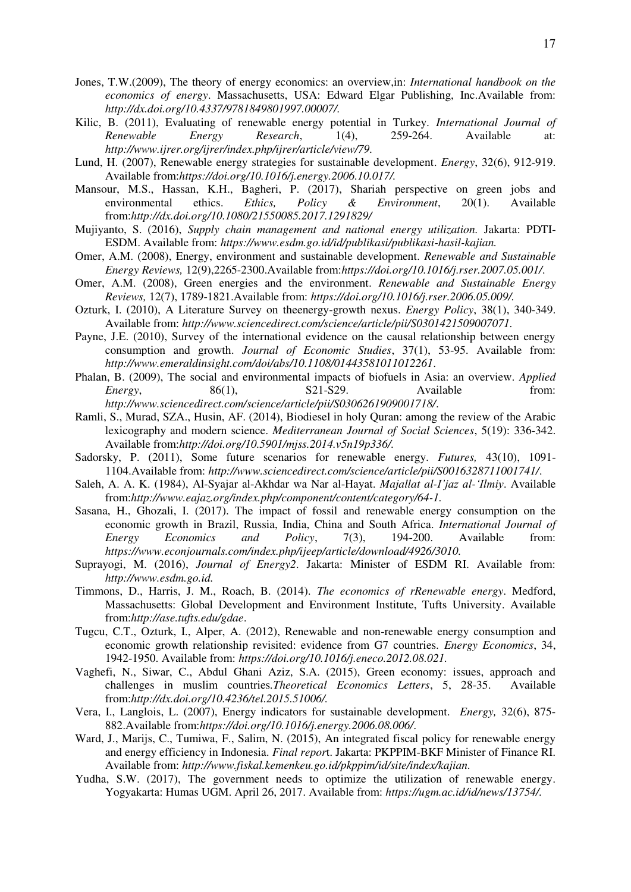Jones, T.W.(2009), The theory of energy economics: an overview,in: *International handbook on the economics of energy*. Massachusetts, USA: Edward Elgar Publishing, Inc.Available from: *http://dx.doi.org/10.4337/9781849801997.00007/.*

Kilic, B. (2011), Evaluating of renewable energy potential in Turkey. *International Journal of Renewable Energy Research*, 1(4), 259-264. Available at: *http://www.ijrer.org/ijrer/index.php/ijrer/article/view/79.*

Lund, H. (2007), Renewable energy strategies for sustainable development. *Energy*, 32(6), 912-919. Available from:*https://doi.org/10.1016/j.energy.2006.10.017/.*

Mansour, M.S., Hassan, K.H., Bagheri, P. (2017), Shariah perspective on green jobs and environmental ethics. *Ethics, Policy & Environment*, 20(1). Available from:*http://dx.doi.org/10.1080/21550085.2017.1291829/*

Mujiyanto, S. (2016), *Supply chain management and national energy utilization.* Jakarta: PDTI-ESDM. Available from: *https://www.esdm.go.id/id/publikasi/publikasi-hasil-kajian.*

Omer, A.M. (2008), Energy, environment and sustainable development. *Renewable and Sustainable Energy Reviews,* 12(9),2265-2300.Available from:*https://doi.org/10.1016/j.rser.2007.05.001/.*

Omer, A.M. (2008), Green energies and the environment. *Renewable and Sustainable Energy Reviews,* 12(7), 1789-1821.Available from: *https://doi.org/10.1016/j.rser.2006.05.009/.*

Ozturk, I. (2010), A Literature Survey on theenergy-growth nexus. *Energy Policy*, 38(1), 340-349. Available from: *http://www.sciencedirect.com/science/article/pii/S0301421509007071.*

Payne, J.E. (2010), Survey of the international evidence on the causal relationship between energy consumption and growth. *Journal of Economic Studies*, 37(1), 53-95. Available from: *http://www.emeraldinsight.com/doi/abs/10.1108/01443581011012261.*

Phalan, B. (2009), The social and environmental impacts of biofuels in Asia: an overview. *Applied Energy*, 86(1), S21-S29. Available from: *http://www.sciencedirect.com/science/article/pii/S0306261909001718/.*

Ramli, S., Murad, SZA., Husin, AF. (2014), Biodiesel in holy Quran: among the review of the Arabic lexicography and modern science. *Mediterranean Journal of Social Sciences*, 5(19): 336-342. Available from:*http://doi.org/10.5901/mjss.2014.v5n19p336/.*

Sadorsky, P. (2011), Some future scenarios for renewable energy. *Futures,* 43(10), 1091-1104.Available from: *http://www.sciencedirect.com/science/article/pii/S0016328711001741/.*

Saleh, A. A. K. (1984), Al-Syajar al-Akhdar wa Nar al-Hayat. *Majallat al-I'jaz al-'Ilmiy*. Available from:*http://www.eajaz.org/index.php/component/content/category/64-1.*

Sasana, H., Ghozali, I. (2017). The impact of fossil and renewable energy consumption on the economic growth in Brazil, Russia, India, China and South Africa. *International Journal of Energy Economics and Policy*, 7(3), 194-200. Available from: *https://www.econjournals.com/index.php/ijeep/article/download/4926/3010.*

Suprayogi, M. (2016), *Journal of Energy2*. Jakarta: Minister of ESDM RI. Available from: *http://www.esdm.go.id.*

Timmons, D., Harris, J. M., Roach, B. (2014). *The economics of rRenewable energy*. Medford, Massachusetts: Global Development and Environment Institute, Tufts University. Available from:*http://ase.tufts.edu/gdae*.

Tugcu, C.T., Ozturk, I., Alper, A. (2012), Renewable and non-renewable energy consumption and economic growth relationship revisited: evidence from G7 countries. *Energy Economics*, 34, 1942-1950. Available from: *https://doi.org/10.1016/j.eneco.2012.08.021.*

Vaghefi, N., Siwar, C., Abdul Ghani Aziz, S.A. (2015), Green economy: issues, approach and challenges in muslim countries.*Theoretical Economics Letters*, 5, 28-35. Available from:*http://dx.doi.org/10.4236/tel.2015.51006/.*

Vera, I., Langlois, L. (2007), Energy indicators for sustainable development. *Energy,* 32(6), 875-882.Available from:*https://doi.org/10.1016/j.energy.2006.08.006/*.

Ward, J., Marijs, C., Tumiwa, F., Salim, N. (2015), An integrated fiscal policy for renewable energy and energy efficiency in Indonesia. *Final repor*t. Jakarta: PKPPIM-BKF Minister of Finance RI. Available from: *http://www.fiskal.kemenkeu.go.id/pkppim/id/site/index/kajian.*

Yudha, S.W. (2017), The government needs to optimize the utilization of renewable energy. Yogyakarta: Humas UGM. April 26, 2017. Available from: *https://ugm.ac.id/id/news/13754/.*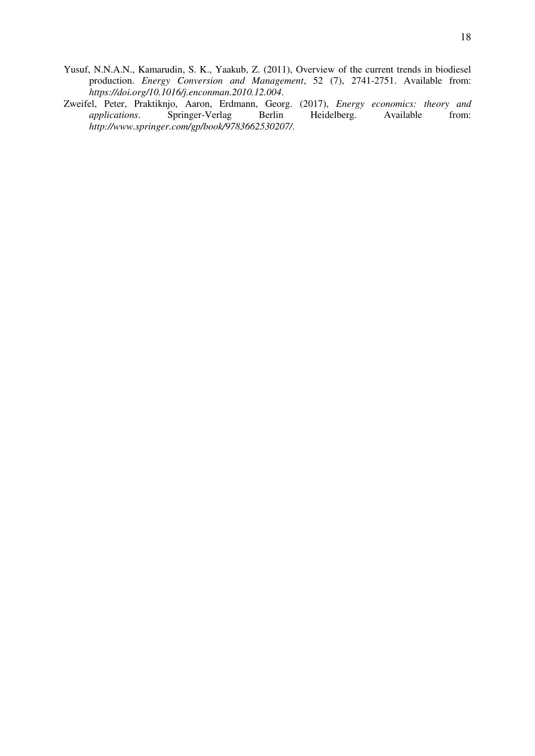Yusuf, N.N.A.N., Kamarudin, S. K., Yaakub, Z. (2011), Overview of the current trends in biodiesel production. *Energy Conversion and Management*, 52 (7), 2741-2751. Available from: *https://doi.org/10.1016/j.enconman.2010.12.004*.

Zweifel, Peter, Praktiknjo, Aaron, Erdmann, Georg. (2017), *Energy economics: theory and applications*. Springer-Verlag Berlin Heidelberg. Available from: *http://www.springer.com/gp/book/9783662530207/*.